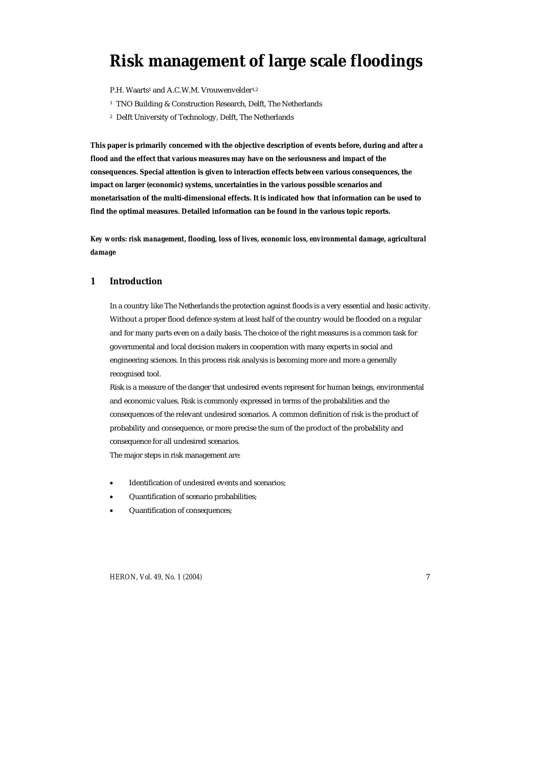# Risk management of large scale floodings

P.H. Waarts[1] and A.C.W.M. Vrouwenvelder[1,2]

[1] TNO Building & Construction Research, Delft, The Netherlands

[2] Delft University of Technology, Delft, The Netherlands

**This paper is primarily concerned with the objective description of events before, during and after a flood and the effect that various measures may have on the seriousness and impact of the consequences. Special attention is given to interaction effects between various consequences, the impact on larger (economic) systems, uncertainties in the various possible scenarios and monetarisation of the multi-dimensional effects. It is indicated how that information can be used to find the optimal measures. Detailed information can be found in the various topic reports.**

***Key words: risk management, flooding, loss of lives, economic loss, environmental damage, agricultural damage***

## 1 Introduction

In a country like The Netherlands the protection against floods is a very essential and basic activity. Without a proper flood defence system at least half of the country would be flooded on a regular and for many parts even on a daily basis. The choice of the right measures is a common task for governmental and local decision makers in cooperation with many experts in social and engineering sciences. In this process risk analysis is becoming more and more a generally recognised tool.

Risk is a measure of the danger that undesired events represent for human beings, environmental and economic values. Risk is commonly expressed in terms of the probabilities and the consequences of the relevant undesired scenarios. A common definition of risk is the product of probability and consequence, or more precise the sum of the product of the probability and consequence for all undesired scenarios.

The major steps in risk management are:

- Identification of undesired events and scenarios;
- Quantification of scenario probabilities;
- Quantification of consequences;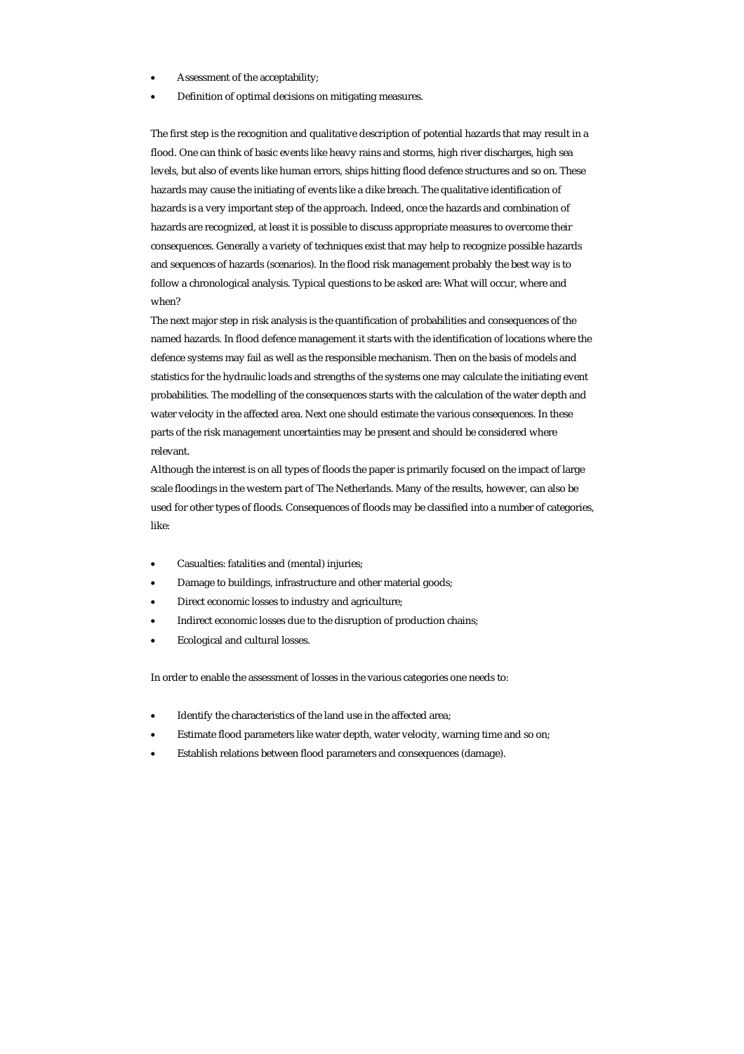- Assessment of the acceptability;
- Definition of optimal decisions on mitigating measures.

The first step is the recognition and qualitative description of potential hazards that may result in a flood. One can think of basic events like heavy rains and storms, high river discharges, high sea levels, but also of events like human errors, ships hitting flood defence structures and so on. These hazards may cause the initiating of events like a dike breach. The qualitative identification of hazards is a very important step of the approach. Indeed, once the hazards and combination of hazards are recognized, at least it is possible to discuss appropriate measures to overcome their consequences. Generally a variety of techniques exist that may help to recognize possible hazards and sequences of hazards (scenarios). In the flood risk management probably the best way is to follow a chronological analysis. Typical questions to be asked are: What will occur, where and when?

The next major step in risk analysis is the quantification of probabilities and consequences of the named hazards. In flood defence management it starts with the identification of locations where the defence systems may fail as well as the responsible mechanism. Then on the basis of models and statistics for the hydraulic loads and strengths of the systems one may calculate the initiating event probabilities. The modelling of the consequences starts with the calculation of the water depth and water velocity in the affected area. Next one should estimate the various consequences. In these parts of the risk management uncertainties may be present and should be considered where relevant.

Although the interest is on all types of floods the paper is primarily focused on the impact of large scale floodings in the western part of The Netherlands. Many of the results, however, can also be used for other types of floods. Consequences of floods may be classified into a number of categories, like:

- Casualties: fatalities and (mental) injuries;
- Damage to buildings, infrastructure and other material goods;
- Direct economic losses to industry and agriculture;
- Indirect economic losses due to the disruption of production chains;
- Ecological and cultural losses.

In order to enable the assessment of losses in the various categories one needs to:

- Identify the characteristics of the land use in the affected area;
- Estimate flood parameters like water depth, water velocity, warning time and so on;
- Establish relations between flood parameters and consequences (damage).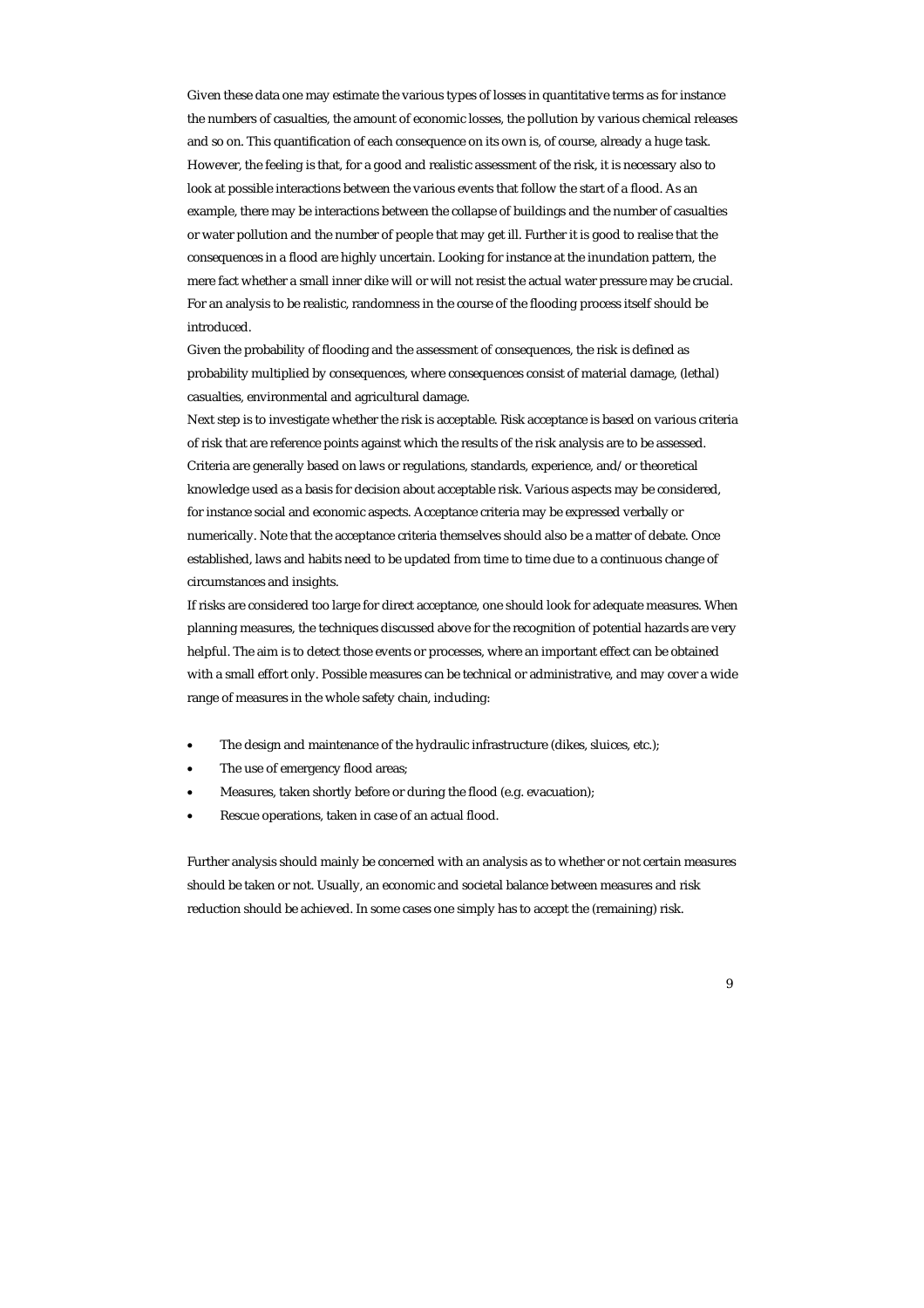Given these data one may estimate the various types of losses in quantitative terms as for instance the numbers of casualties, the amount of economic losses, the pollution by various chemical releases and so on. This quantification of each consequence on its own is, of course, already a huge task. However, the feeling is that, for a good and realistic assessment of the risk, it is necessary also to look at possible interactions between the various events that follow the start of a flood. As an example, there may be interactions between the collapse of buildings and the number of casualties or water pollution and the number of people that may get ill. Further it is good to realise that the consequences in a flood are highly uncertain. Looking for instance at the inundation pattern, the mere fact whether a small inner dike will or will not resist the actual water pressure may be crucial. For an analysis to be realistic, randomness in the course of the flooding process itself should be introduced.

Given the probability of flooding and the assessment of consequences, the risk is defined as probability multiplied by consequences, where consequences consist of material damage, (lethal) casualties, environmental and agricultural damage.

Next step is to investigate whether the risk is acceptable. Risk acceptance is based on various criteria of risk that are reference points against which the results of the risk analysis are to be assessed. Criteria are generally based on laws or regulations, standards, experience, and/or theoretical knowledge used as a basis for decision about acceptable risk. Various aspects may be considered, for instance social and economic aspects. Acceptance criteria may be expressed verbally or numerically. Note that the acceptance criteria themselves should also be a matter of debate. Once established, laws and habits need to be updated from time to time due to a continuous change of circumstances and insights.

If risks are considered too large for direct acceptance, one should look for adequate measures. When planning measures, the techniques discussed above for the recognition of potential hazards are very helpful. The aim is to detect those events or processes, where an important effect can be obtained with a small effort only. Possible measures can be technical or administrative, and may cover a wide range of measures in the whole safety chain, including:

- The design and maintenance of the hydraulic infrastructure (dikes, sluices, etc.);
- The use of emergency flood areas;
- Measures, taken shortly before or during the flood (e.g. evacuation);
- Rescue operations, taken in case of an actual flood.

Further analysis should mainly be concerned with an analysis as to whether or not certain measures should be taken or not. Usually, an economic and societal balance between measures and risk reduction should be achieved. In some cases one simply has to accept the (remaining) risk.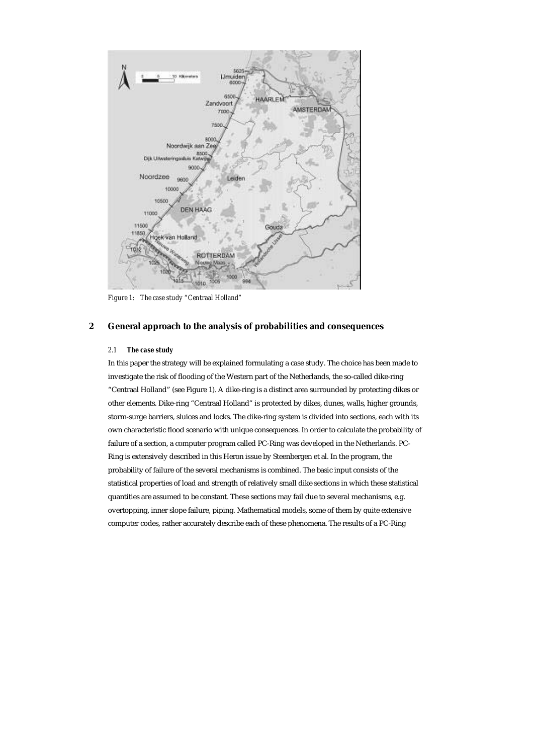Figure 1: The case study "Centraal Holland"

## 2 General approach to the analysis of probabilities and consequences

### 2.1 *The case study*

In this paper the strategy will be explained formulating a case study. The choice has been made to investigate the risk of flooding of the Western part of the Netherlands, the so-called dike-ring "Centraal Holland" (see Figure 1). A dike-ring is a distinct area surrounded by protecting dikes or other elements. Dike-ring "Centraal Holland" is protected by dikes, dunes, walls, higher grounds, storm-surge barriers, sluices and locks. The dike-ring system is divided into sections, each with its own characteristic flood scenario with unique consequences. In order to calculate the probability of failure of a section, a computer program called PC-Ring was developed in the Netherlands. PC-Ring is extensively described in this Heron issue by Steenbergen et al. In the program, the probability of failure of the several mechanisms is combined. The basic input consists of the statistical properties of load and strength of relatively small dike sections in which these statistical quantities are assumed to be constant. These sections may fail due to several mechanisms, e.g. overtopping, inner slope failure, piping. Mathematical models, some of them by quite extensive computer codes, rather accurately describe each of these phenomena. The results of a PC-Ring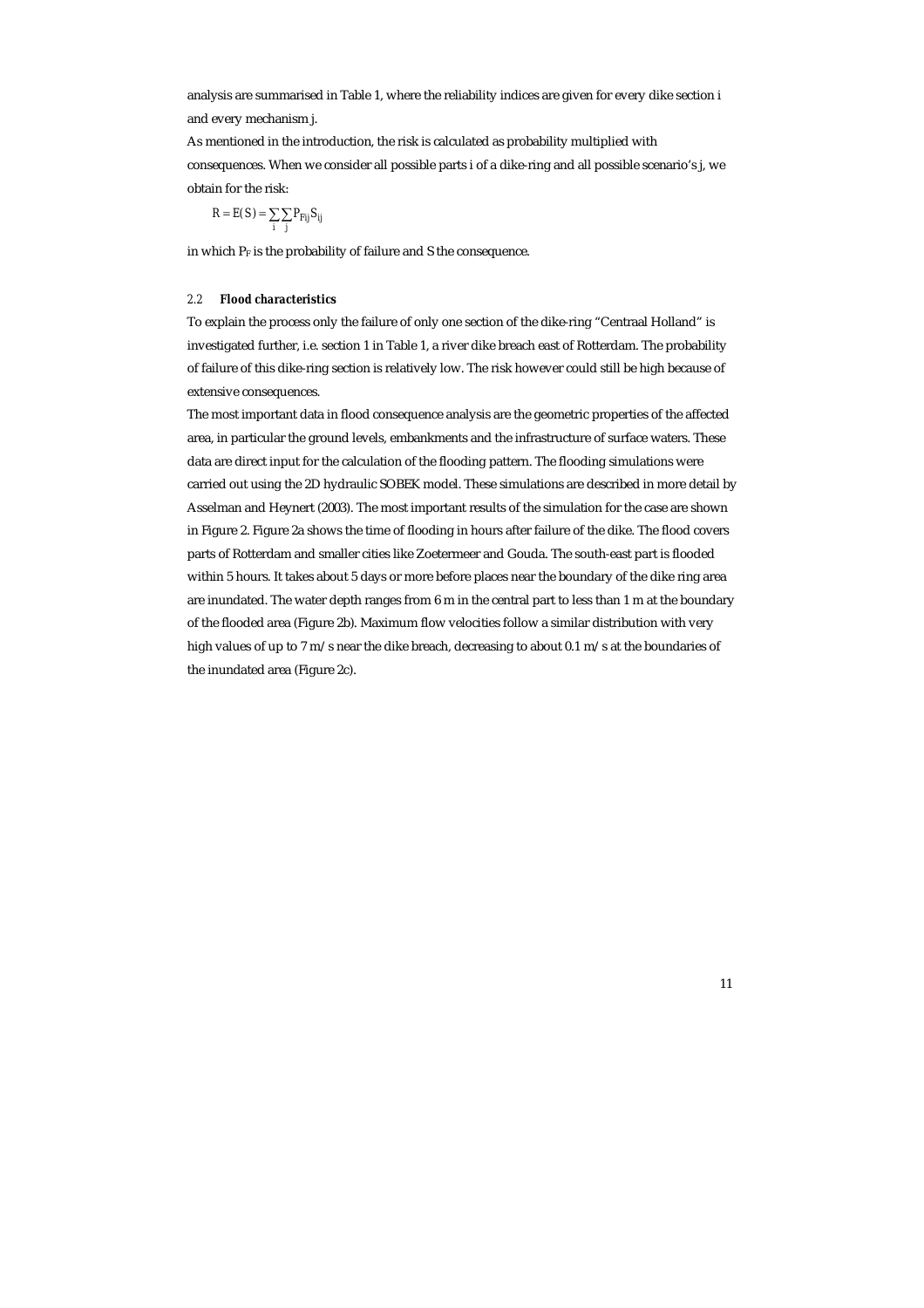analysis are summarised in Table 1, where the reliability indices are given for every dike section i and every mechanism j.

As mentioned in the introduction, the risk is calculated as probability multiplied with consequences. When we consider all possible parts i of a dike-ring and all possible scenario's j, we obtain for the risk:

$$R = E(S) = \sum_{i}\sum_{j} P_{Fij} S_{ij}$$

in which $P_F$ is the probability of failure and S the consequence.

### 2.2 **Flood characteristics**

To explain the process only the failure of only one section of the dike-ring "Centraal Holland" is investigated further, i.e. section 1 in Table 1, a river dike breach east of Rotterdam. The probability of failure of this dike-ring section is relatively low. The risk however could still be high because of extensive consequences.

The most important data in flood consequence analysis are the geometric properties of the affected area, in particular the ground levels, embankments and the infrastructure of surface waters. These data are direct input for the calculation of the flooding pattern. The flooding simulations were carried out using the 2D hydraulic SOBEK model. These simulations are described in more detail by Asselman and Heynert (2003). The most important results of the simulation for the case are shown in Figure 2. Figure 2a shows the time of flooding in hours after failure of the dike. The flood covers parts of Rotterdam and smaller cities like Zoetermeer and Gouda. The south-east part is flooded within 5 hours. It takes about 5 days or more before places near the boundary of the dike ring area are inundated. The water depth ranges from 6 m in the central part to less than 1 m at the boundary of the flooded area (Figure 2b). Maximum flow velocities follow a similar distribution with very high values of up to 7 m/s near the dike breach, decreasing to about 0.1 m/s at the boundaries of the inundated area (Figure 2c).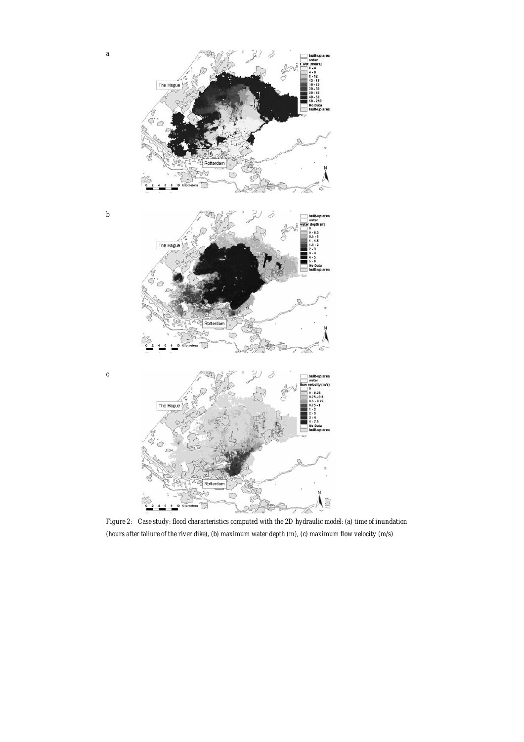Figure 2: Case study: flood characteristics computed with the 2D hydraulic model: (a) time of inundation (hours after failure of the river dike), (b) maximum water depth (m), (c) maximum flow velocity (m/s)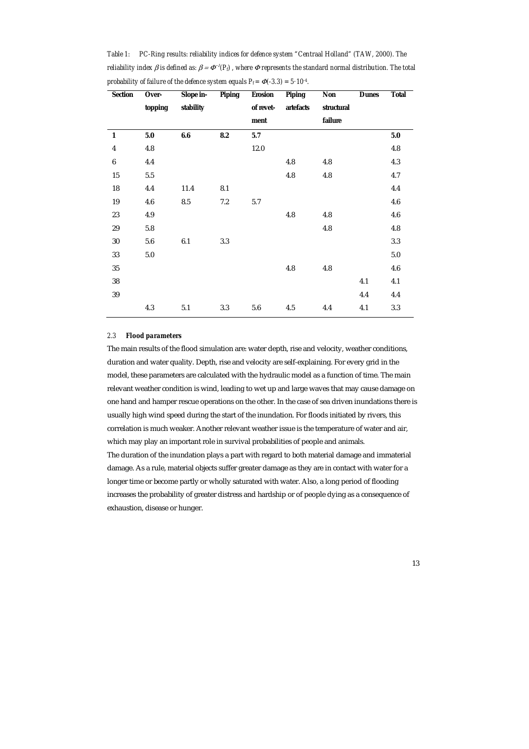*Table 1: PC-Ring results: reliability indices for defence system "Centraal Holland" (TAW, 2000). The reliability index $\beta$ is defined as: $\beta = \Phi^{-1}(P_f)$ , where $\Phi$ represents the standard normal distribution. The total probability of failure of the defence system equals $P_f = \Phi(-3.3) = 5 \cdot 10^{-4}$.*

| Section | Over-topping | Slope in-stability | Piping | Erosion of revet-ment | Piping artefacts | Non structural failure | Dunes | Total |
|---|---|---|---|---|---|---|---|---|
| **1** | **5.0** | **6.6** | **8.2** | **5.7** | | | | **5.0** |
| 4 | 4.8 | | | 12.0 | | | | 4.8 |
| 6 | 4.4 | | | | 4.8 | 4.8 | | 4.3 |
| 15 | 5.5 | | | | 4.8 | 4.8 | | 4.7 |
| 18 | 4.4 | 11.4 | 8.1 | | | | | 4.4 |
| 19 | 4.6 | 8.5 | 7.2 | 5.7 | | | | 4.6 |
| 23 | 4.9 | | | | 4.8 | 4.8 | | 4.6 |
| 29 | 5.8 | | | | | 4.8 | | 4.8 |
| 30 | 5.6 | 6.1 | 3.3 | | | | | 3.3 |
| 33 | 5.0 | | | | | | | 5.0 |
| 35 | | | | | 4.8 | 4.8 | | 4.6 |
| 38 | | | | | | | 4.1 | 4.1 |
| 39 | | | | | | | 4.4 | 4.4 |
| | 4.3 | 5.1 | 3.3 | 5.6 | 4.5 | 4.4 | 4.1 | 3.3 |

### 2.3 Flood parameters

The main results of the flood simulation are: water depth, rise and velocity, weather conditions, duration and water quality. Depth, rise and velocity are self-explaining. For every grid in the model, these parameters are calculated with the hydraulic model as a function of time. The main relevant weather condition is wind, leading to wet up and large waves that may cause damage on one hand and hamper rescue operations on the other. In the case of sea driven inundations there is usually high wind speed during the start of the inundation. For floods initiated by rivers, this correlation is much weaker. Another relevant weather issue is the temperature of water and air, which may play an important role in survival probabilities of people and animals.

The duration of the inundation plays a part with regard to both material damage and immaterial damage. As a rule, material objects suffer greater damage as they are in contact with water for a longer time or become partly or wholly saturated with water. Also, a long period of flooding increases the probability of greater distress and hardship or of people dying as a consequence of exhaustion, disease or hunger.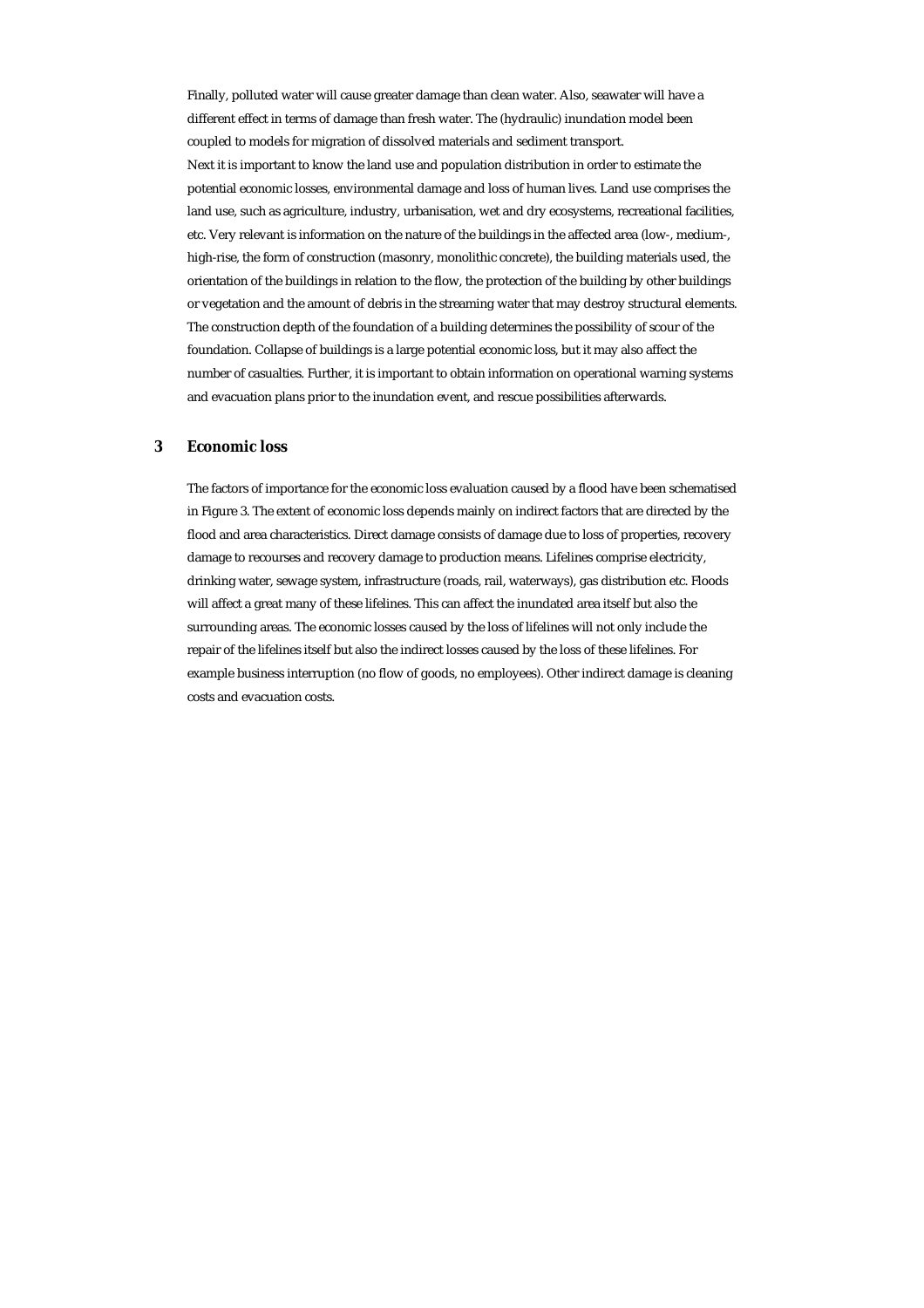Finally, polluted water will cause greater damage than clean water. Also, seawater will have a different effect in terms of damage than fresh water. The (hydraulic) inundation model been coupled to models for migration of dissolved materials and sediment transport.

Next it is important to know the land use and population distribution in order to estimate the potential economic losses, environmental damage and loss of human lives. Land use comprises the land use, such as agriculture, industry, urbanisation, wet and dry ecosystems, recreational facilities, etc. Very relevant is information on the nature of the buildings in the affected area (low-, medium-, high-rise, the form of construction (masonry, monolithic concrete), the building materials used, the orientation of the buildings in relation to the flow, the protection of the building by other buildings or vegetation and the amount of debris in the streaming water that may destroy structural elements. The construction depth of the foundation of a building determines the possibility of scour of the foundation. Collapse of buildings is a large potential economic loss, but it may also affect the number of casualties. Further, it is important to obtain information on operational warning systems and evacuation plans prior to the inundation event, and rescue possibilities afterwards.

## 3 Economic loss

The factors of importance for the economic loss evaluation caused by a flood have been schematised in Figure 3. The extent of economic loss depends mainly on indirect factors that are directed by the flood and area characteristics. Direct damage consists of damage due to loss of properties, recovery damage to recourses and recovery damage to production means. Lifelines comprise electricity, drinking water, sewage system, infrastructure (roads, rail, waterways), gas distribution etc. Floods will affect a great many of these lifelines. This can affect the inundated area itself but also the surrounding areas. The economic losses caused by the loss of lifelines will not only include the repair of the lifelines itself but also the indirect losses caused by the loss of these lifelines. For example business interruption (no flow of goods, no employees). Other indirect damage is cleaning costs and evacuation costs.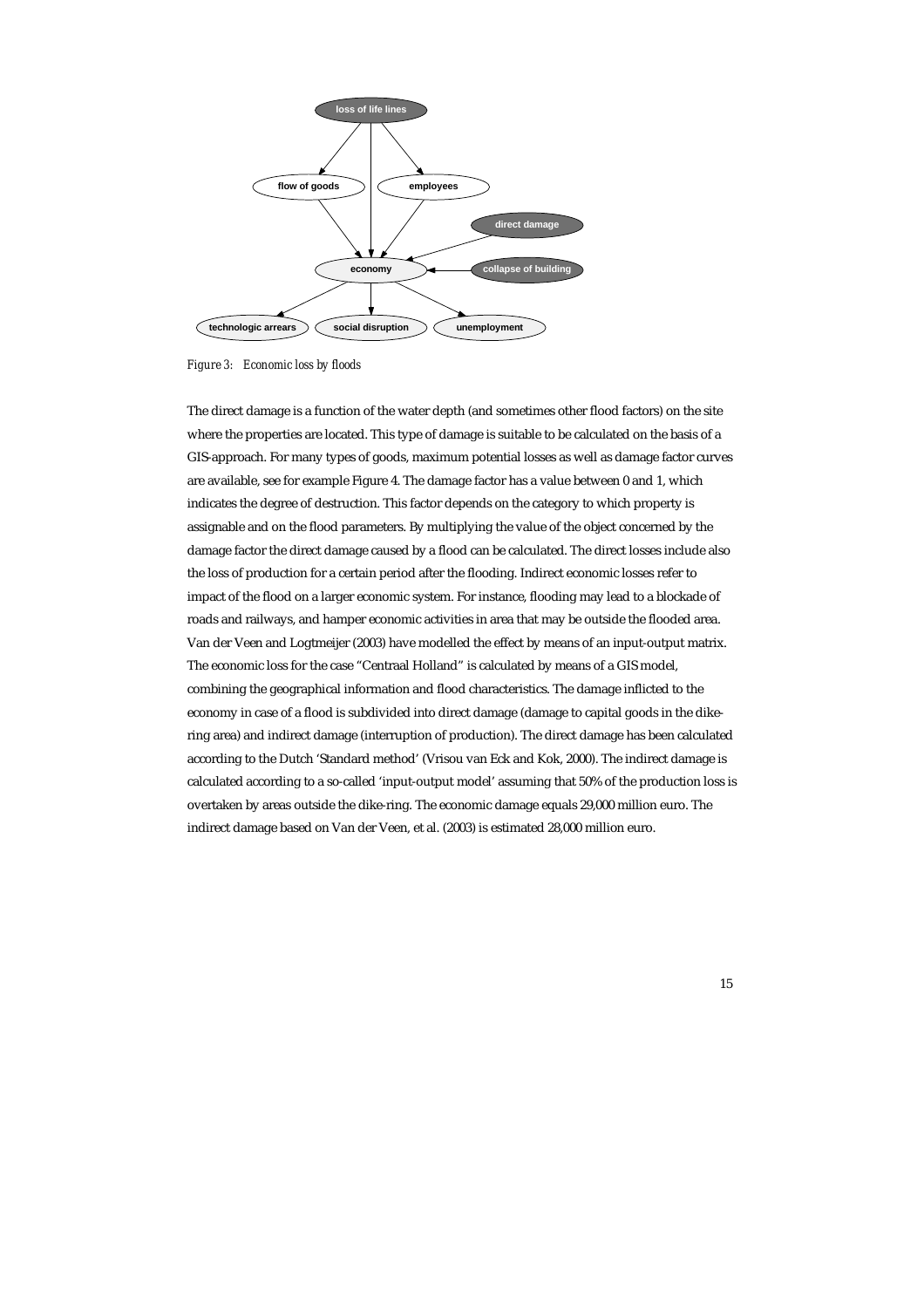*Figure 3: Economic loss by floods*

The direct damage is a function of the water depth (and sometimes other flood factors) on the site where the properties are located. This type of damage is suitable to be calculated on the basis of a GIS-approach. For many types of goods, maximum potential losses as well as damage factor curves are available, see for example Figure 4. The damage factor has a value between 0 and 1, which indicates the degree of destruction. This factor depends on the category to which property is assignable and on the flood parameters. By multiplying the value of the object concerned by the damage factor the direct damage caused by a flood can be calculated. The direct losses include also the loss of production for a certain period after the flooding. Indirect economic losses refer to impact of the flood on a larger economic system. For instance, flooding may lead to a blockade of roads and railways, and hamper economic activities in area that may be outside the flooded area. Van der Veen and Logtmeijer (2003) have modelled the effect by means of an input-output matrix. The economic loss for the case "Centraal Holland" is calculated by means of a GIS model, combining the geographical information and flood characteristics. The damage inflicted to the economy in case of a flood is subdivided into direct damage (damage to capital goods in the dike-ring area) and indirect damage (interruption of production). The direct damage has been calculated according to the Dutch 'Standard method' (Vrisou van Eck and Kok, 2000). The indirect damage is calculated according to a so-called 'input-output model' assuming that 50% of the production loss is overtaken by areas outside the dike-ring. The economic damage equals 29,000 million euro. The indirect damage based on Van der Veen, et al. (2003) is estimated 28,000 million euro.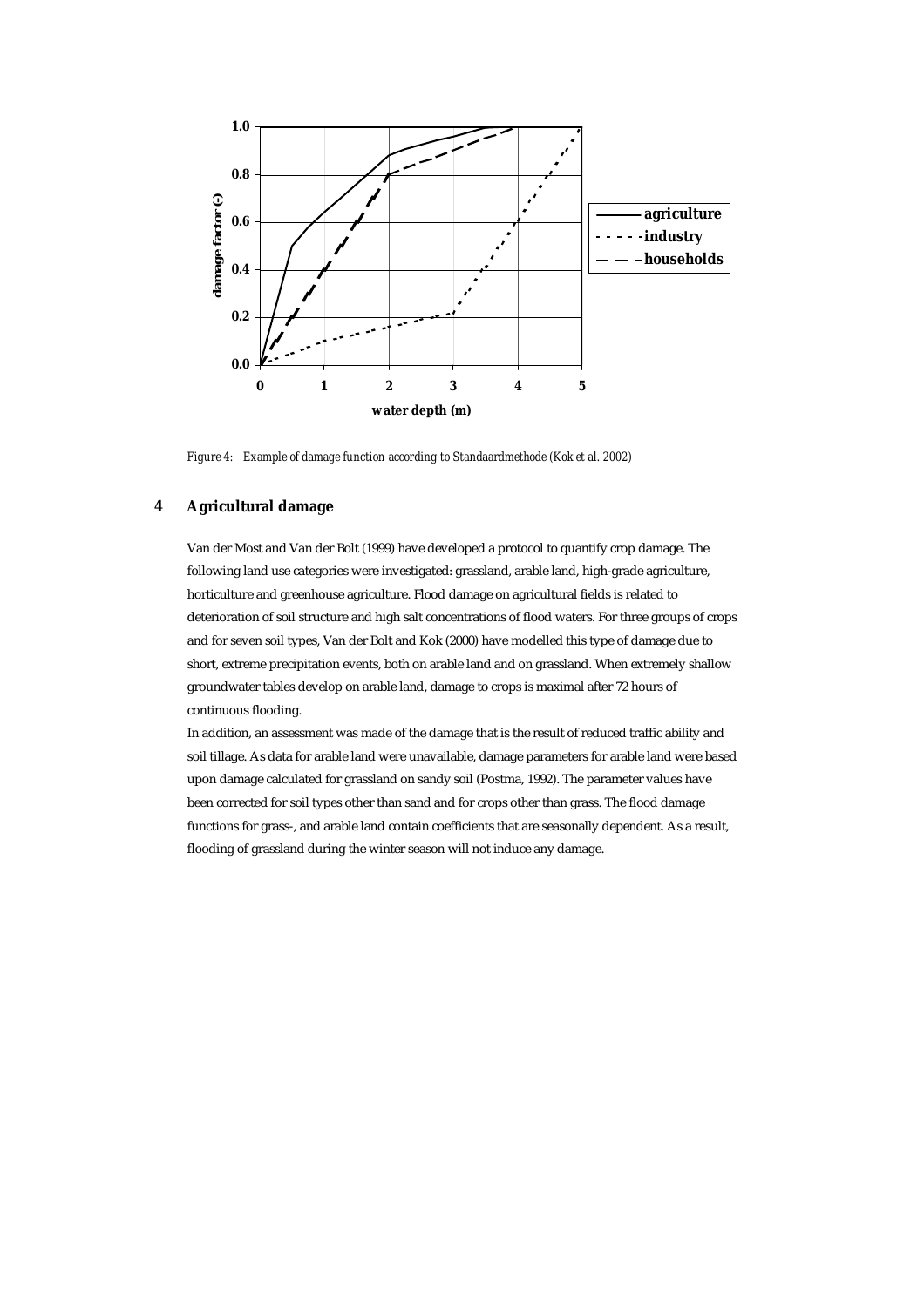*Figure 4: Example of damage function according to Standaardmethode (Kok et al. 2002)*

## 4 Agricultural damage

Van der Most and Van der Bolt (1999) have developed a protocol to quantify crop damage. The following land use categories were investigated: grassland, arable land, high-grade agriculture, horticulture and greenhouse agriculture. Flood damage on agricultural fields is related to deterioration of soil structure and high salt concentrations of flood waters. For three groups of crops and for seven soil types, Van der Bolt and Kok (2000) have modelled this type of damage due to short, extreme precipitation events, both on arable land and on grassland. When extremely shallow groundwater tables develop on arable land, damage to crops is maximal after 72 hours of continuous flooding.

In addition, an assessment was made of the damage that is the result of reduced traffic ability and soil tillage. As data for arable land were unavailable, damage parameters for arable land were based upon damage calculated for grassland on sandy soil (Postma, 1992). The parameter values have been corrected for soil types other than sand and for crops other than grass. The flood damage functions for grass-, and arable land contain coefficients that are seasonally dependent. As a result, flooding of grassland during the winter season will not induce any damage.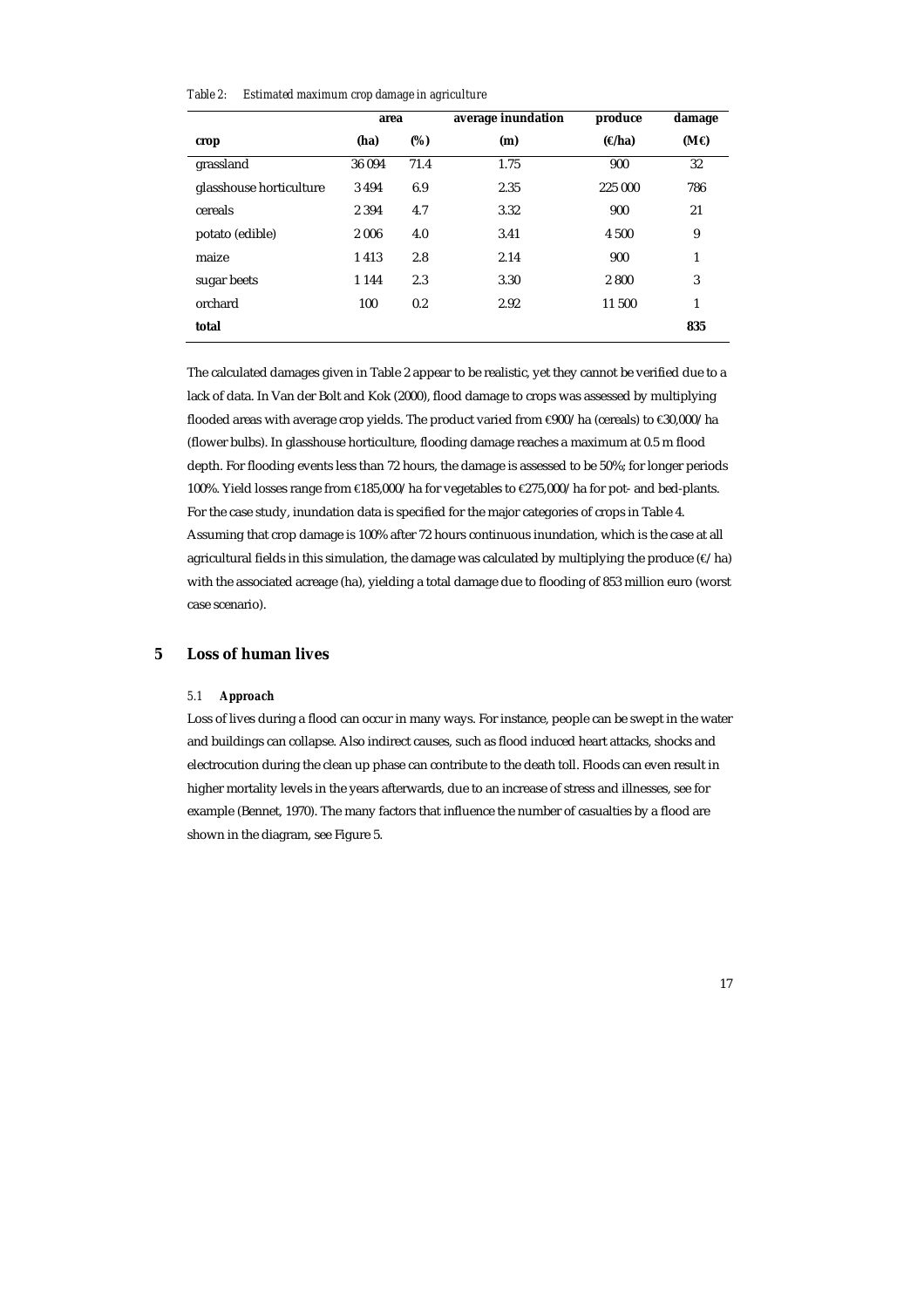*Table 2: Estimated maximum crop damage in agriculture*

| | area | | average inundation | produce | damage |
|---|---|---|---|---|---|
| **crop** | **(ha)** | **(%)** | **(m)** | **(€/ha)** | **(M€)** |
| grassland | 36 094 | 71.4 | 1.75 | 900 | 32 |
| glasshouse horticulture | 3 494 | 6.9 | 2.35 | 225 000 | 786 |
| cereals | 2 394 | 4.7 | 3.32 | 900 | 21 |
| potato (edible) | 2 006 | 4.0 | 3.41 | 4 500 | 9 |
| maize | 1 413 | 2.8 | 2.14 | 900 | 1 |
| sugar beets | 1 144 | 2.3 | 3.30 | 2 800 | 3 |
| orchard | 100 | 0.2 | 2.92 | 11 500 | 1 |
| **total** | | | | | **835** |

The calculated damages given in Table 2 appear to be realistic, yet they cannot be verified due to a lack of data. In Van der Bolt and Kok (2000), flood damage to crops was assessed by multiplying flooded areas with average crop yields. The product varied from €900/ha (cereals) to €30,000/ha (flower bulbs). In glasshouse horticulture, flooding damage reaches a maximum at 0.5 m flood depth. For flooding events less than 72 hours, the damage is assessed to be 50%; for longer periods 100%. Yield losses range from €185,000/ha for vegetables to €275,000/ha for pot- and bed-plants. For the case study, inundation data is specified for the major categories of crops in Table 4. Assuming that crop damage is 100% after 72 hours continuous inundation, which is the case at all agricultural fields in this simulation, the damage was calculated by multiplying the produce (€/ha) with the associated acreage (ha), yielding a total damage due to flooding of 853 million euro (worst case scenario).

# 5 Loss of human lives

### 5.1 Approach

Loss of lives during a flood can occur in many ways. For instance, people can be swept in the water and buildings can collapse. Also indirect causes, such as flood induced heart attacks, shocks and electrocution during the clean up phase can contribute to the death toll. Floods can even result in higher mortality levels in the years afterwards, due to an increase of stress and illnesses, see for example (Bennet, 1970). The many factors that influence the number of casualties by a flood are shown in the diagram, see Figure 5.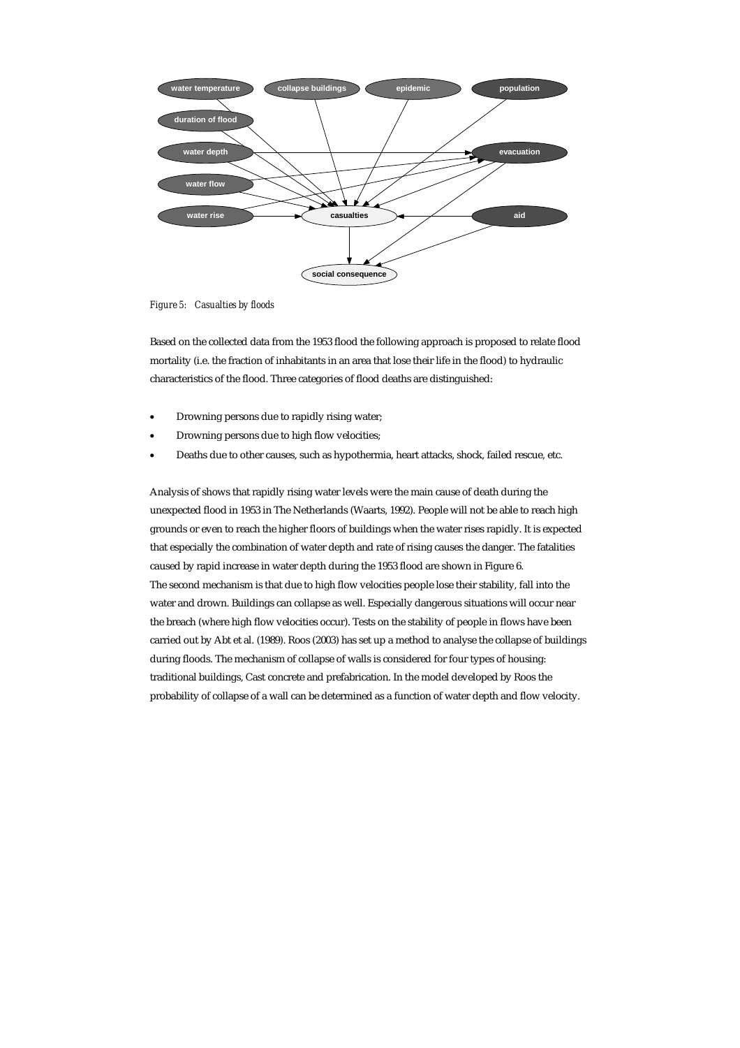*Figure 5: Casualties by floods*

Based on the collected data from the 1953 flood the following approach is proposed to relate flood mortality (i.e. the fraction of inhabitants in an area that lose their life in the flood) to hydraulic characteristics of the flood. Three categories of flood deaths are distinguished:

- Drowning persons due to rapidly rising water;
- Drowning persons due to high flow velocities;
- Deaths due to other causes, such as hypothermia, heart attacks, shock, failed rescue, etc.

Analysis of shows that rapidly rising water levels were the main cause of death during the unexpected flood in 1953 in The Netherlands (Waarts, 1992). People will not be able to reach high grounds or even to reach the higher floors of buildings when the water rises rapidly. It is expected that especially the combination of water depth and rate of rising causes the danger. The fatalities caused by rapid increase in water depth during the 1953 flood are shown in Figure 6.
The second mechanism is that due to high flow velocities people lose their stability, fall into the water and drown. Buildings can collapse as well. Especially dangerous situations will occur near the breach (where high flow velocities occur). Tests on the stability of people in flows have been carried out by Abt et al. (1989). Roos (2003) has set up a method to analyse the collapse of buildings during floods. The mechanism of collapse of walls is considered for four types of housing: traditional buildings, Cast concrete and prefabrication. In the model developed by Roos the probability of collapse of a wall can be determined as a function of water depth and flow velocity.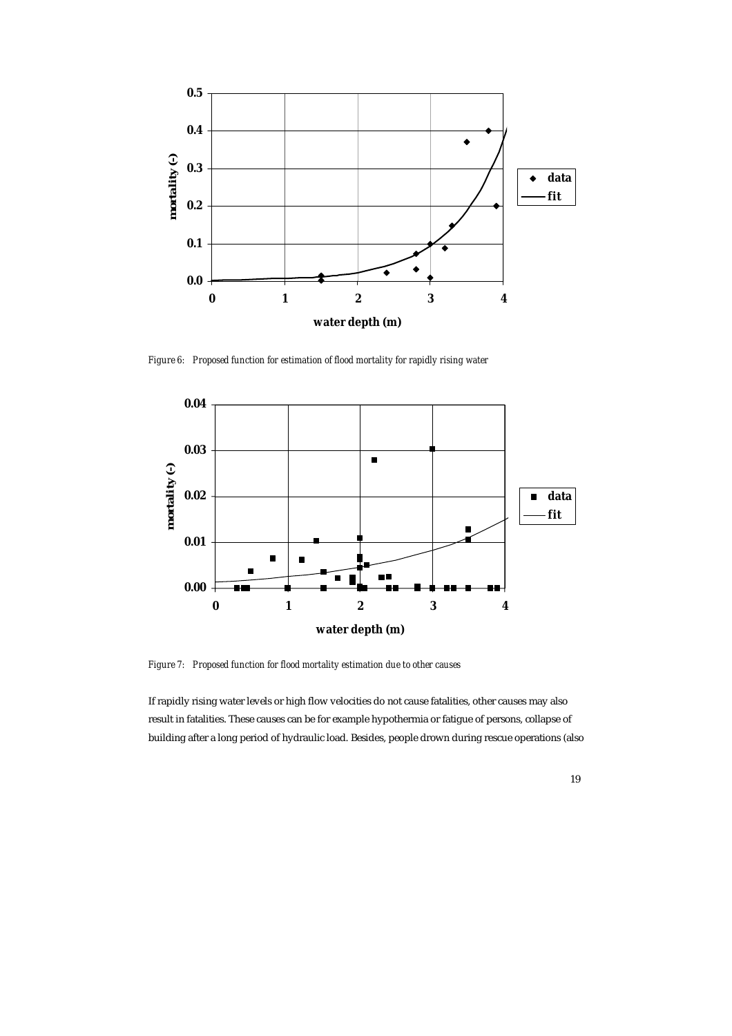*Figure 6: Proposed function for estimation of flood mortality for rapidly rising water*

*Figure 7: Proposed function for flood mortality estimation due to other causes*

If rapidly rising water levels or high flow velocities do not cause fatalities, other causes may also result in fatalities. These causes can be for example hypothermia or fatigue of persons, collapse of building after a long period of hydraulic load. Besides, people drown during rescue operations (also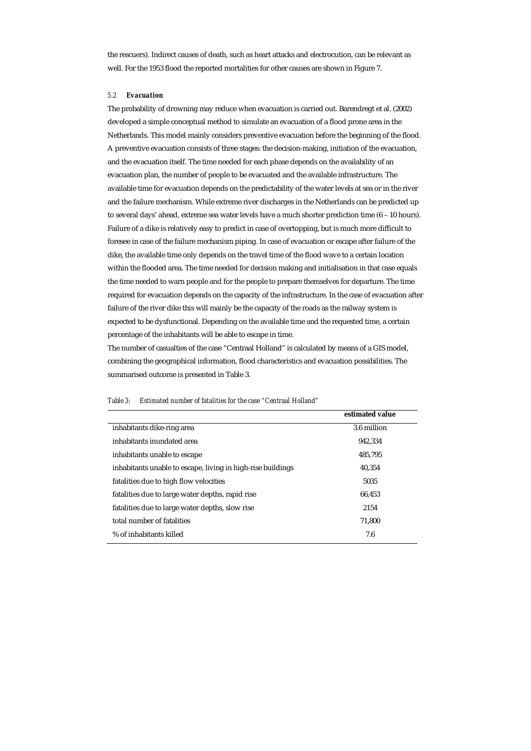the rescuers). Indirect causes of death, such as heart attacks and electrocution, can be relevant as well. For the 1953 flood the reported mortalities for other causes are shown in Figure 7.

### 5.2 *Evacuation*

The probability of drowning may reduce when evacuation is carried out. Barendregt et al. (2002) developed a simple conceptual method to simulate an evacuation of a flood prone area in the Netherlands. This model mainly considers preventive evacuation before the beginning of the flood. A preventive evacuation consists of three stages: the decision-making, initiation of the evacuation, and the evacuation itself. The time needed for each phase depends on the availability of an evacuation plan, the number of people to be evacuated and the available infrastructure. The available time for evacuation depends on the predictability of the water levels at sea or in the river and the failure mechanism. While extreme river discharges in the Netherlands can be predicted up to several days' ahead, extreme sea water levels have a much shorter prediction time (6 – 10 hours). Failure of a dike is relatively easy to predict in case of overtopping, but is much more difficult to foresee in case of the failure mechanism piping. In case of evacuation or escape after failure of the dike, the available time only depends on the travel time of the flood wave to a certain location within the flooded area. The time needed for decision making and initialisation in that case equals the time needed to warn people and for the people to prepare themselves for departure. The time required for evacuation depends on the capacity of the infrastructure. In the case of evacuation after failure of the river dike this will mainly be the capacity of the roads as the railway system is expected to be dysfunctional. Depending on the available time and the requested time, a certain percentage of the inhabitants will be able to escape in time.

The number of casualties of the case "Centraal Holland" is calculated by means of a GIS model, combining the geographical information, flood characteristics and evacuation possibilities. The summarised outcome is presented in Table 3.

*Table 3: Estimated number of fatalities for the case "Centraal Holland"*

| | **estimated value** |
|---|---|
| inhabitants dike-ring area | 3.6 million |
| inhabitants inundated area | 942,334 |
| inhabitants unable to escape | 485,795 |
| inhabitants unable to escape, living in high-rise buildings | 40,354 |
| fatalities due to high flow velocities | 5035 |
| fatalities due to large water depths, rapid rise | 66,453 |
| fatalities due to large water depths, slow rise | 2154 |
| total number of fatalities | 71,800 |
| % of inhabitants killed | 7.6 |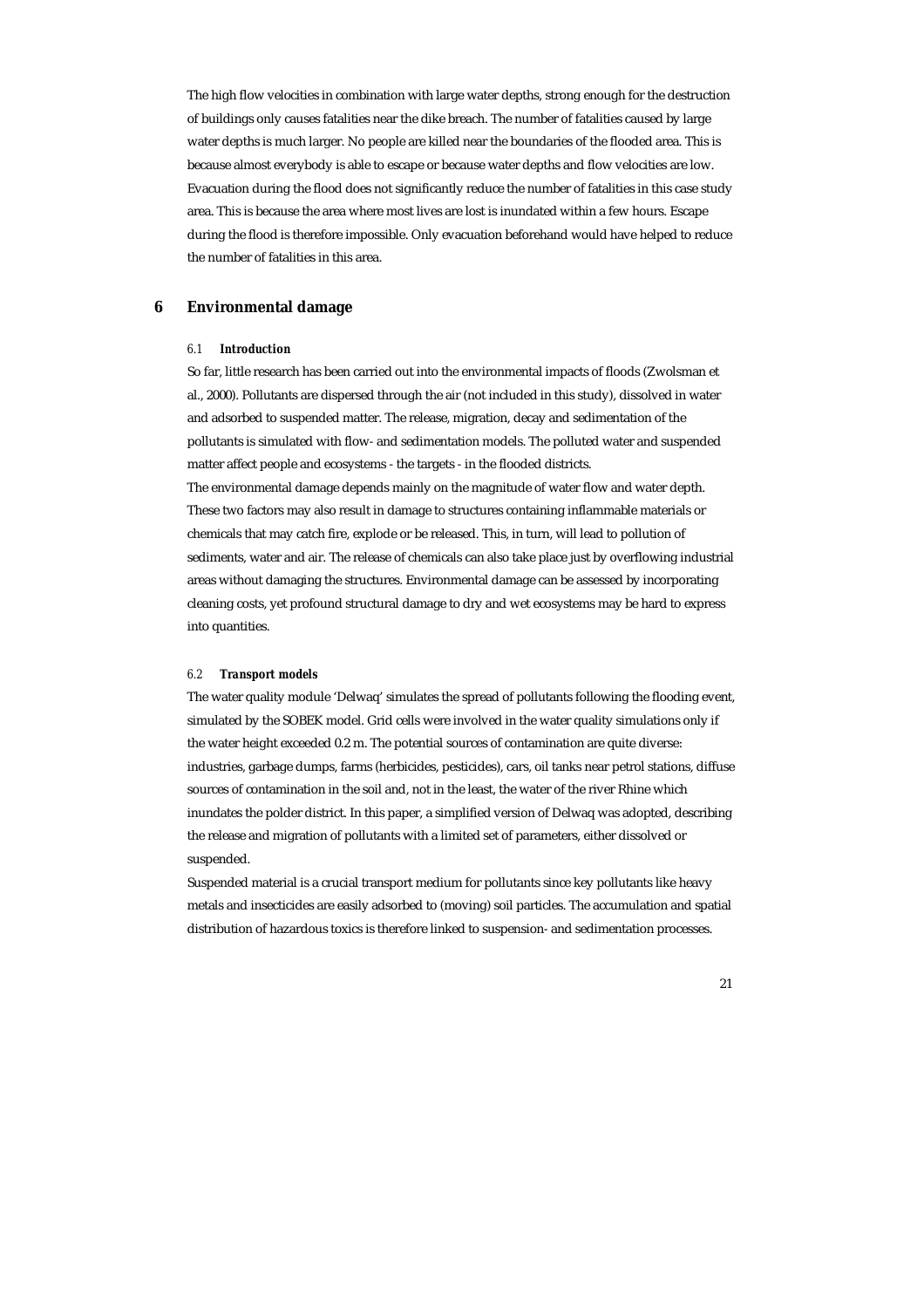The high flow velocities in combination with large water depths, strong enough for the destruction of buildings only causes fatalities near the dike breach. The number of fatalities caused by large water depths is much larger. No people are killed near the boundaries of the flooded area. This is because almost everybody is able to escape or because water depths and flow velocities are low. Evacuation during the flood does not significantly reduce the number of fatalities in this case study area. This is because the area where most lives are lost is inundated within a few hours. Escape during the flood is therefore impossible. Only evacuation beforehand would have helped to reduce the number of fatalities in this area.

# 6 Environmental damage

## 6.1 *Introduction*

So far, little research has been carried out into the environmental impacts of floods (Zwolsman et al., 2000). Pollutants are dispersed through the air (not included in this study), dissolved in water and adsorbed to suspended matter. The release, migration, decay and sedimentation of the pollutants is simulated with flow- and sedimentation models. The polluted water and suspended matter affect people and ecosystems - the targets - in the flooded districts.

The environmental damage depends mainly on the magnitude of water flow and water depth. These two factors may also result in damage to structures containing inflammable materials or chemicals that may catch fire, explode or be released. This, in turn, will lead to pollution of sediments, water and air. The release of chemicals can also take place just by overflowing industrial areas without damaging the structures. Environmental damage can be assessed by incorporating cleaning costs, yet profound structural damage to dry and wet ecosystems may be hard to express into quantities.

## 6.2 *Transport models*

The water quality module 'Delwaq' simulates the spread of pollutants following the flooding event, simulated by the SOBEK model. Grid cells were involved in the water quality simulations only if the water height exceeded 0.2 m. The potential sources of contamination are quite diverse: industries, garbage dumps, farms (herbicides, pesticides), cars, oil tanks near petrol stations, diffuse sources of contamination in the soil and, not in the least, the water of the river Rhine which inundates the polder district. In this paper, a simplified version of Delwaq was adopted, describing the release and migration of pollutants with a limited set of parameters, either dissolved or suspended.

Suspended material is a crucial transport medium for pollutants since key pollutants like heavy metals and insecticides are easily adsorbed to (moving) soil particles. The accumulation and spatial distribution of hazardous toxics is therefore linked to suspension- and sedimentation processes.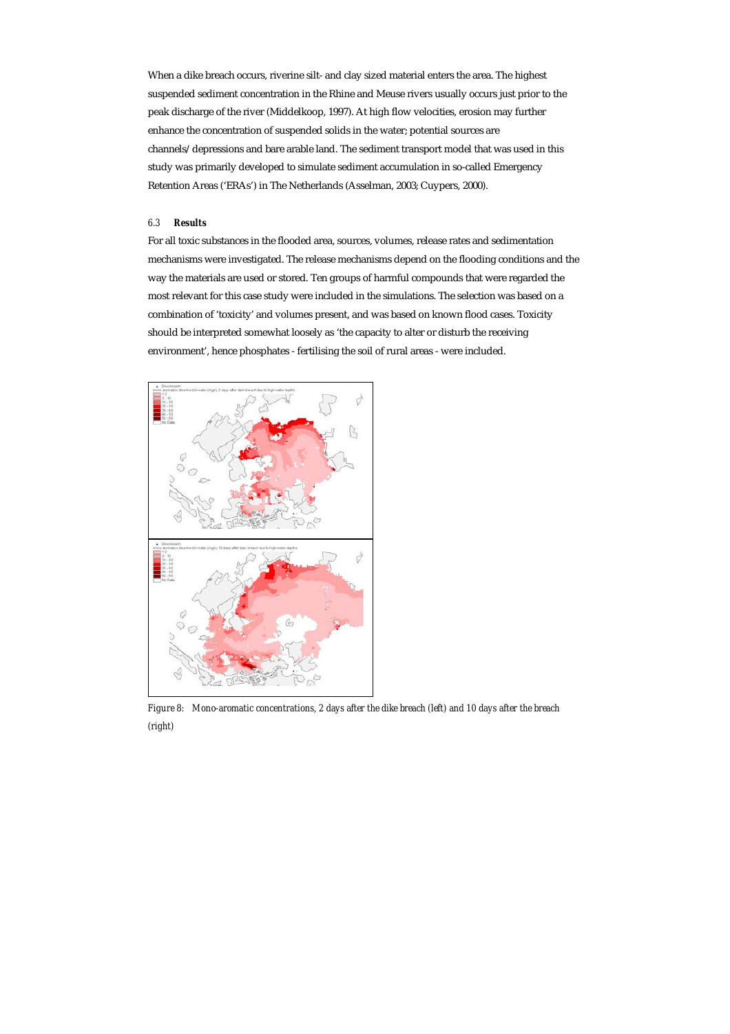When a dike breach occurs, riverine silt- and clay sized material enters the area. The highest suspended sediment concentration in the Rhine and Meuse rivers usually occurs just prior to the peak discharge of the river (Middelkoop, 1997). At high flow velocities, erosion may further enhance the concentration of suspended solids in the water; potential sources are channels/depressions and bare arable land. The sediment transport model that was used in this study was primarily developed to simulate sediment accumulation in so-called Emergency Retention Areas ('ERAs') in The Netherlands (Asselman, 2003; Cuypers, 2000).

### 6.3 **Results**

For all toxic substances in the flooded area, sources, volumes, release rates and sedimentation mechanisms were investigated. The release mechanisms depend on the flooding conditions and the way the materials are used or stored. Ten groups of harmful compounds that were regarded the most relevant for this case study were included in the simulations. The selection was based on a combination of 'toxicity' and volumes present, and was based on known flood cases. Toxicity should be interpreted somewhat loosely as 'the capacity to alter or disturb the receiving environment', hence phosphates - fertilising the soil of rural areas - were included.

*Figure 8: Mono-aromatic concentrations, 2 days after the dike breach (left) and 10 days after the breach (right)*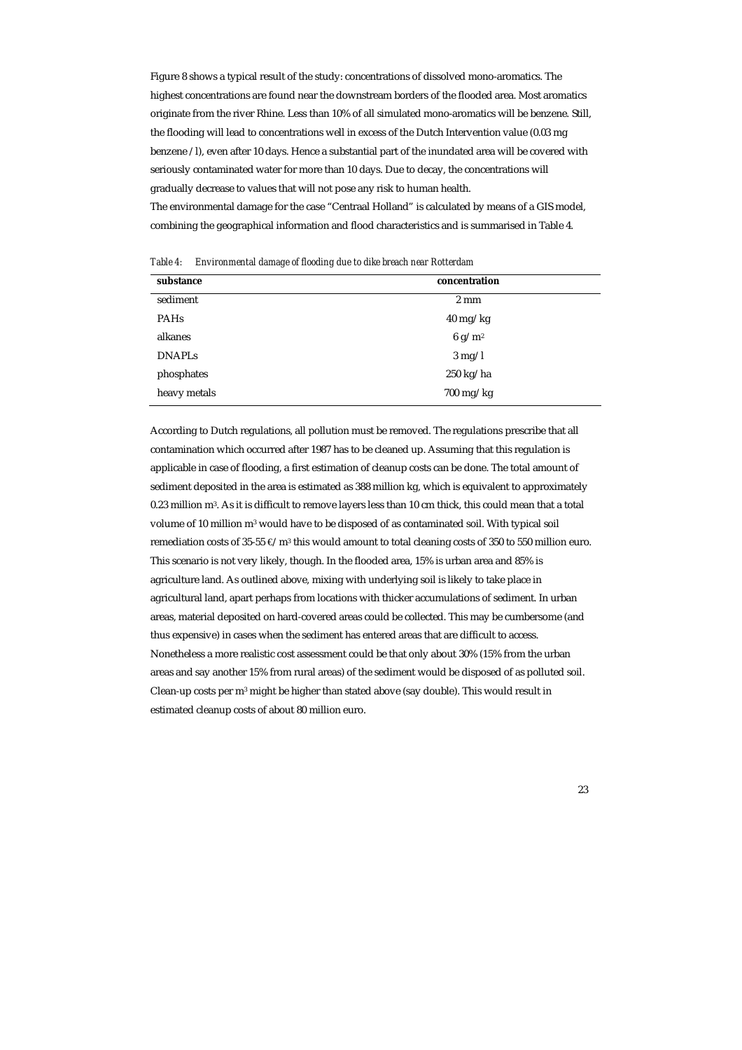Figure 8 shows a typical result of the study: concentrations of dissolved mono-aromatics. The highest concentrations are found near the downstream borders of the flooded area. Most aromatics originate from the river Rhine. Less than 10% of all simulated mono-aromatics will be benzene. Still, the flooding will lead to concentrations well in excess of the Dutch Intervention value (0.03 mg benzene / l), even after 10 days. Hence a substantial part of the inundated area will be covered with seriously contaminated water for more than 10 days. Due to decay, the concentrations will gradually decrease to values that will not pose any risk to human health.

The environmental damage for the case "Centraal Holland" is calculated by means of a GIS model, combining the geographical information and flood characteristics and is summarised in Table 4.

*Table 4: Environmental damage of flooding due to dike breach near Rotterdam*

| **substance** | **concentration** |
|---|---|
| sediment | 2 mm |
| PAHs | 40 mg/kg |
| alkanes | 6 g/m$^2$ |
| DNAPLs | 3 mg/l |
| phosphates | 250 kg/ha |
| heavy metals | 700 mg/kg |

According to Dutch regulations, all pollution must be removed. The regulations prescribe that all contamination which occurred after 1987 has to be cleaned up. Assuming that this regulation is applicable in case of flooding, a first estimation of cleanup costs can be done. The total amount of sediment deposited in the area is estimated as 388 million kg, which is equivalent to approximately 0.23 million m$^3$. As it is difficult to remove layers less than 10 cm thick, this could mean that a total volume of 10 million m$^3$ would have to be disposed of as contaminated soil. With typical soil remediation costs of 35-55 €/m$^3$ this would amount to total cleaning costs of 350 to 550 million euro. This scenario is not very likely, though. In the flooded area, 15% is urban area and 85% is agriculture land. As outlined above, mixing with underlying soil is likely to take place in agricultural land, apart perhaps from locations with thicker accumulations of sediment. In urban areas, material deposited on hard-covered areas could be collected. This may be cumbersome (and thus expensive) in cases when the sediment has entered areas that are difficult to access. Nonetheless a more realistic cost assessment could be that only about 30% (15% from the urban areas and say another 15% from rural areas) of the sediment would be disposed of as polluted soil. Clean-up costs per m$^3$ might be higher than stated above (say double). This would result in estimated cleanup costs of about 80 million euro.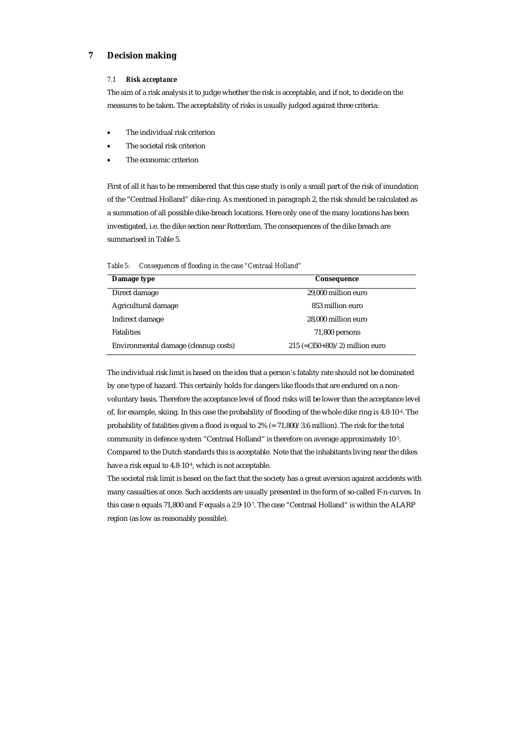# 7 Decision making

### 7.1 *Risk acceptance*

The aim of a risk analysis it to judge whether the risk is acceptable, and if not, to decide on the measures to be taken. The acceptability of risks is usually judged against three criteria:

- The individual risk criterion
- The societal risk criterion
- The economic criterion

First of all it has to be remembered that this case study is only a small part of the risk of inundation of the "Centraal Holland" dike-ring. As mentioned in paragraph 2, the risk should be calculated as a summation of all possible dike-breach locations. Here only one of the many locations has been investigated, i.e. the dike section near Rotterdam. The consequences of the dike breach are summarised in Table 5.

*Table 5: Consequences of flooding in the case "Centraal Holland"*

| Damage type | Consequence |
|---|---|
| Direct damage | 29,000 million euro |
| Agricultural damage | 853 million euro |
| Indirect damage | 28,000 million euro |
| Fatalities | 71,800 persons |
| Environmental damage (cleanup costs) | 215 (=(350+80)/2) million euro |

The individual risk limit is based on the idea that a person's fatality rate should not be dominated by one type of hazard. This certainly holds for dangers like floods that are endured on a non-voluntary basis. Therefore the acceptance level of flood risks will be lower than the acceptance level of, for example, skiing. In this case the probability of flooding of the whole dike ring is $4.8 \cdot 10^{-4}$. The probability of fatalities given a flood is equal to 2% (= 71,800/3.6 million). The risk for the total community in defence system "Centraal Holland" is therefore on average approximately $10^{-5}$. Compared to the Dutch standards this is acceptable. Note that the inhabitants living near the dikes have a risk equal to $4.8 \cdot 10^{-4}$, which is not acceptable.

The societal risk limit is based on the fact that the society has a great aversion against accidents with many casualties at once. Such accidents are usually presented in the form of so-called F-n-curves. In this case n equals 71,800 and F equals a $2.9 \cdot 10^{-7}$. The case "Centraal Holland" is within the ALARP region (as low as reasonably possible).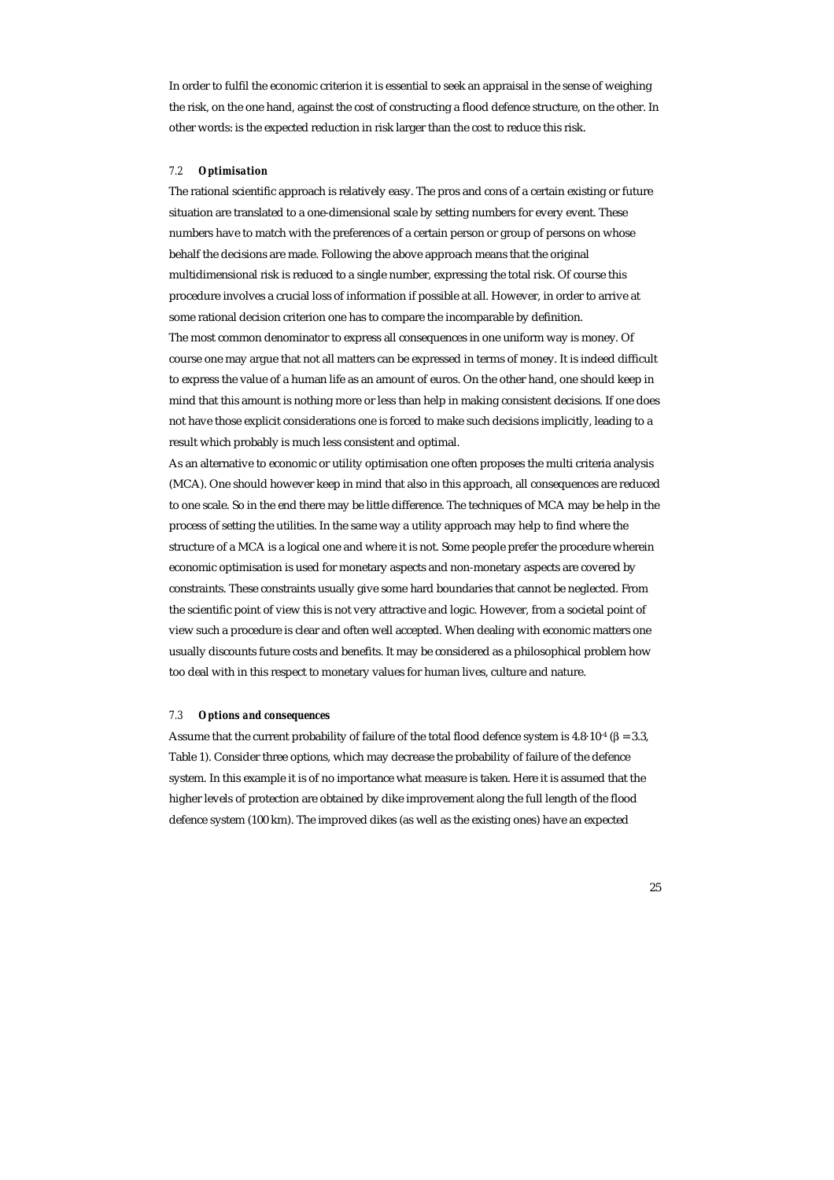In order to fulfil the economic criterion it is essential to seek an appraisal in the sense of weighing the risk, on the one hand, against the cost of constructing a flood defence structure, on the other. In other words: is the expected reduction in risk larger than the cost to reduce this risk.

### 7.2 *Optimisation*

The rational scientific approach is relatively easy. The pros and cons of a certain existing or future situation are translated to a one-dimensional scale by setting numbers for every event. These numbers have to match with the preferences of a certain person or group of persons on whose behalf the decisions are made. Following the above approach means that the original multidimensional risk is reduced to a single number, expressing the total risk. Of course this procedure involves a crucial loss of information if possible at all. However, in order to arrive at some rational decision criterion one has to compare the incomparable by definition.

The most common denominator to express all consequences in one uniform way is money. Of course one may argue that not all matters can be expressed in terms of money. It is indeed difficult to express the value of a human life as an amount of euros. On the other hand, one should keep in mind that this amount is nothing more or less than help in making consistent decisions. If one does not have those explicit considerations one is forced to make such decisions implicitly, leading to a result which probably is much less consistent and optimal.

As an alternative to economic or utility optimisation one often proposes the multi criteria analysis (MCA). One should however keep in mind that also in this approach, all consequences are reduced to one scale. So in the end there may be little difference. The techniques of MCA may be help in the process of setting the utilities. In the same way a utility approach may help to find where the structure of a MCA is a logical one and where it is not. Some people prefer the procedure wherein economic optimisation is used for monetary aspects and non-monetary aspects are covered by constraints. These constraints usually give some hard boundaries that cannot be neglected. From the scientific point of view this is not very attractive and logic. However, from a societal point of view such a procedure is clear and often well accepted. When dealing with economic matters one usually discounts future costs and benefits. It may be considered as a philosophical problem how too deal with in this respect to monetary values for human lives, culture and nature.

### 7.3 *Options and consequences*

Assume that the current probability of failure of the total flood defence system is $4.8 \cdot 10^{-4}$ ($\beta = 3.3$, Table 1). Consider three options, which may decrease the probability of failure of the defence system. In this example it is of no importance what measure is taken. Here it is assumed that the higher levels of protection are obtained by dike improvement along the full length of the flood defence system (100 km). The improved dikes (as well as the existing ones) have an expected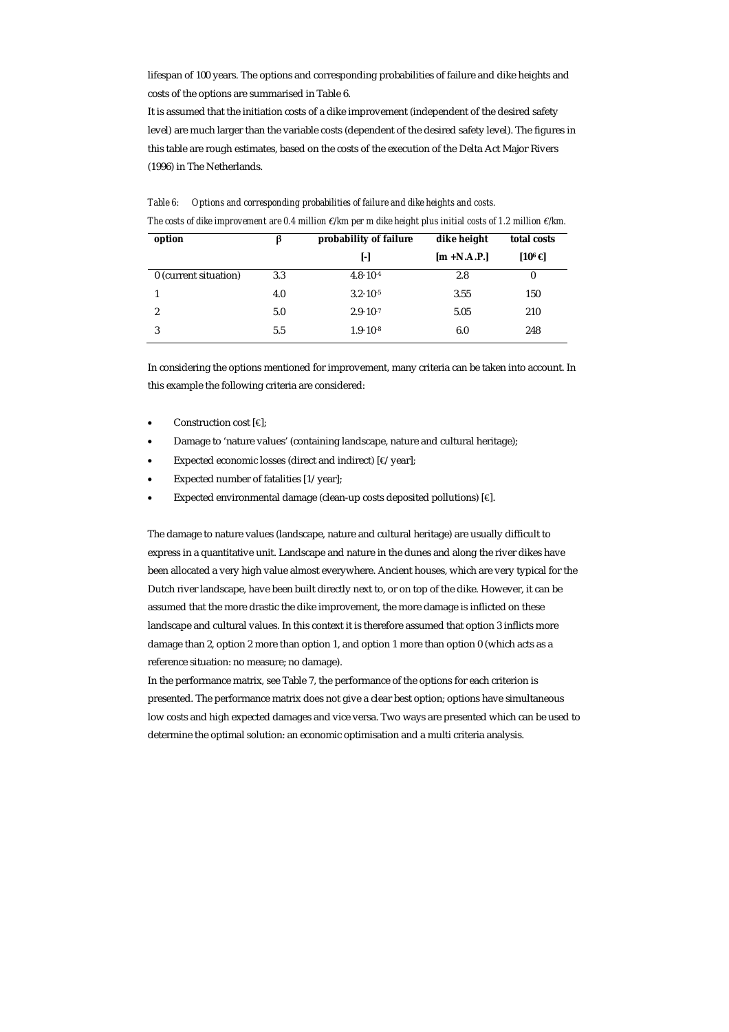lifespan of 100 years. The options and corresponding probabilities of failure and dike heights and costs of the options are summarised in Table 6.

It is assumed that the initiation costs of a dike improvement (independent of the desired safety level) are much larger than the variable costs (dependent of the desired safety level). The figures in this table are rough estimates, based on the costs of the execution of the Delta Act Major Rivers (1996) in The Netherlands.

*Table 6: Options and corresponding probabilities of failure and dike heights and costs.*
*The costs of dike improvement are 0.4 million €/km per m dike height plus initial costs of 1.2 million €/km.*

| option | β | probability of failure | dike height | total costs |
|---|---|---|---|---|
| | | [-] | [m +N.A.P.] | [$10^6$ €] |
| 0 (current situation) | 3.3 | $4.8 \cdot 10^{-4}$ | 2.8 | 0 |
| 1 | 4.0 | $3.2 \cdot 10^{-5}$ | 3.55 | 150 |
| 2 | 5.0 | $2.9 \cdot 10^{-7}$ | 5.05 | 210 |
| 3 | 5.5 | $1.9 \cdot 10^{-8}$ | 6.0 | 248 |

In considering the options mentioned for improvement, many criteria can be taken into account. In this example the following criteria are considered:

- Construction cost [€];
- Damage to 'nature values' (containing landscape, nature and cultural heritage);
- Expected economic losses (direct and indirect) [€/year];
- Expected number of fatalities [1/year];
- Expected environmental damage (clean-up costs deposited pollutions) [€].

The damage to nature values (landscape, nature and cultural heritage) are usually difficult to express in a quantitative unit. Landscape and nature in the dunes and along the river dikes have been allocated a very high value almost everywhere. Ancient houses, which are very typical for the Dutch river landscape, have been built directly next to, or on top of the dike. However, it can be assumed that the more drastic the dike improvement, the more damage is inflicted on these landscape and cultural values. In this context it is therefore assumed that option 3 inflicts more damage than 2, option 2 more than option 1, and option 1 more than option 0 (which acts as a reference situation: no measure; no damage).

In the performance matrix, see Table 7, the performance of the options for each criterion is presented. The performance matrix does not give a clear best option; options have simultaneous low costs and high expected damages and vice versa. Two ways are presented which can be used to determine the optimal solution: an economic optimisation and a multi criteria analysis.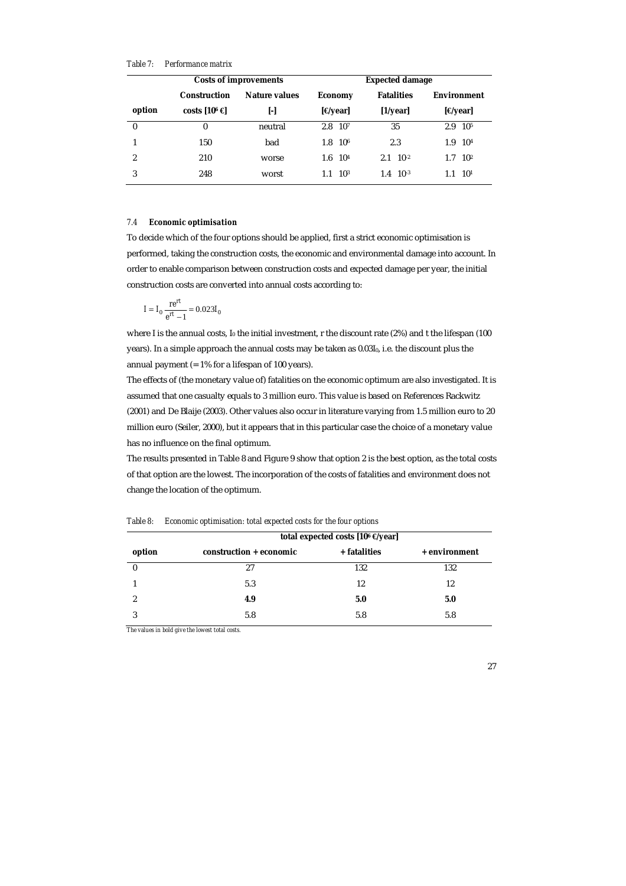*Table 7: Performance matrix*

| | Costs of improvements | | Expected damage | | |
|---|---|---|---|---|---|
| | Construction | Nature values | Economy | Fatalities | Environment |
| option | costs [$10^6$ €] | [-] | [€/year] | [1/year] | [€/year] |
| 0 | 0 | neutral | $2.8 \cdot 10^7$ | 35 | $2.9 \cdot 10^5$ |
| 1 | 150 | bad | $1.8 \cdot 10^6$ | 2.3 | $1.9 \cdot 10^4$ |
| 2 | 210 | worse | $1.6 \cdot 10^4$ | $2.1 \cdot 10^{-2}$ | $1.7 \cdot 10^2$ |
| 3 | 248 | worst | $1.1 \cdot 10^3$ | $1.4 \cdot 10^{-3}$ | $1.1 \cdot 10^1$ |

### 7.4 *Economic optimisation*

To decide which of the four options should be applied, first a strict economic optimisation is performed, taking the construction costs, the economic and environmental damage into account. In order to enable comparison between construction costs and expected damage per year, the initial construction costs are converted into annual costs according to:

$$I = I_0 \frac{re^{rt}}{e^{rt} - 1} = 0.023 I_0$$

where I is the annual costs, $I_0$ the initial investment, r the discount rate (2%) and t the lifespan (100 years). In a simple approach the annual costs may be taken as $0.03I_0$, i.e. the discount plus the annual payment (= 1% for a lifespan of 100 years).

The effects of (the monetary value of) fatalities on the economic optimum are also investigated. It is assumed that one casualty equals to 3 million euro. This value is based on References Rackwitz (2001) and De Blaije (2003). Other values also occur in literature varying from 1.5 million euro to 20 million euro (Seiler, 2000), but it appears that in this particular case the choice of a monetary value has no influence on the final optimum.

The results presented in Table 8 and Figure 9 show that option 2 is the best option, as the total costs of that option are the lowest. The incorporation of the costs of fatalities and environment does not change the location of the optimum.

*Table 8: Economic optimisation: total expected costs for the four options*

| | total expected costs [$10^6$ €/year] | | |
|---|---|---|---|
| option | construction + economic | + fatalities | + environment |
| 0 | 27 | 132 | 132 |
| 1 | 5.3 | 12 | 12 |
| 2 | **4.9** | **5.0** | **5.0** |
| 3 | 5.8 | 5.8 | 5.8 |

*The values in bold give the lowest total costs.*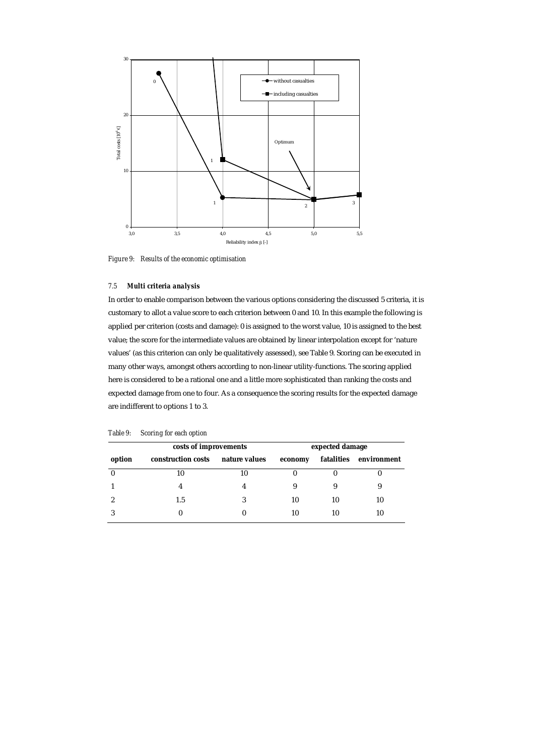*Figure 9: Results of the economic optimisation*

### 7.5 *Multi criteria analysis*

In order to enable comparison between the various options considering the discussed 5 criteria, it is customary to allot a value score to each criterion between 0 and 10. In this example the following is applied per criterion (costs and damage): 0 is assigned to the worst value, 10 is assigned to the best value; the score for the intermediate values are obtained by linear interpolation except for 'nature values' (as this criterion can only be qualitatively assessed), see Table 9. Scoring can be executed in many other ways, amongst others according to non-linear utility-functions. The scoring applied here is considered to be a rational one and a little more sophisticated than ranking the costs and expected damage from one to four. As a consequence the scoring results for the expected damage are indifferent to options 1 to 3.

*Table 9: Scoring for each option*

| | costs of improvements | | expected damage | | |
|---|---|---|---|---|---|
| **option** | **construction costs** | **nature values** | **economy** | **fatalities** | **environment** |
| 0 | 10 | 10 | 0 | 0 | 0 |
| 1 | 4 | 4 | 9 | 9 | 9 |
| 2 | 1.5 | 3 | 10 | 10 | 10 |
| 3 | 0 | 0 | 10 | 10 | 10 |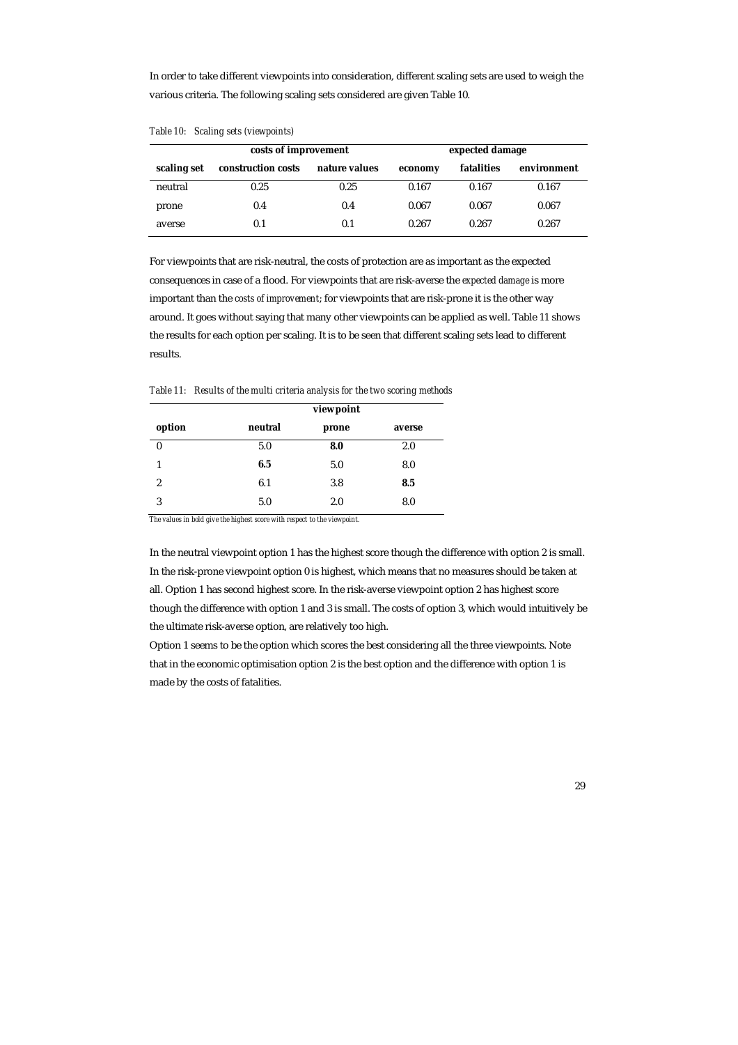In order to take different viewpoints into consideration, different scaling sets are used to weigh the various criteria. The following scaling sets considered are given Table 10.

*Table 10: Scaling sets (viewpoints)*

| | **costs of improvement** | | **expected damage** | | |
|---|---|---|---|---|---|
| **scaling set** | **construction costs** | **nature values** | **economy** | **fatalities** | **environment** |
| neutral | 0.25 | 0.25 | 0.167 | 0.167 | 0.167 |
| prone | 0.4 | 0.4 | 0.067 | 0.067 | 0.067 |
| averse | 0.1 | 0.1 | 0.267 | 0.267 | 0.267 |

For viewpoints that are risk-neutral, the costs of protection are as important as the expected consequences in case of a flood. For viewpoints that are risk-averse the *expected damage* is more important than the *costs of improvement*; for viewpoints that are risk-prone it is the other way around. It goes without saying that many other viewpoints can be applied as well. Table 11 shows the results for each option per scaling. It is to be seen that different scaling sets lead to different results.

*Table 11: Results of the multi criteria analysis for the two scoring methods*

| | **viewpoint** | | |
|---|---|---|---|
| **option** | **neutral** | **prone** | **averse** |
| 0 | 5.0 | **8.0** | 2.0 |
| 1 | **6.5** | 5.0 | 8.0 |
| 2 | 6.1 | 3.8 | **8.5** |
| 3 | 5.0 | 2.0 | 8.0 |

*The values in bold give the highest score with respect to the viewpoint.*

In the neutral viewpoint option 1 has the highest score though the difference with option 2 is small. In the risk-prone viewpoint option 0 is highest, which means that no measures should be taken at all. Option 1 has second highest score. In the risk-averse viewpoint option 2 has highest score though the difference with option 1 and 3 is small. The costs of option 3, which would intuitively be the ultimate risk-averse option, are relatively too high.

Option 1 seems to be the option which scores the best considering all the three viewpoints. Note that in the economic optimisation option 2 is the best option and the difference with option 1 is made by the costs of fatalities.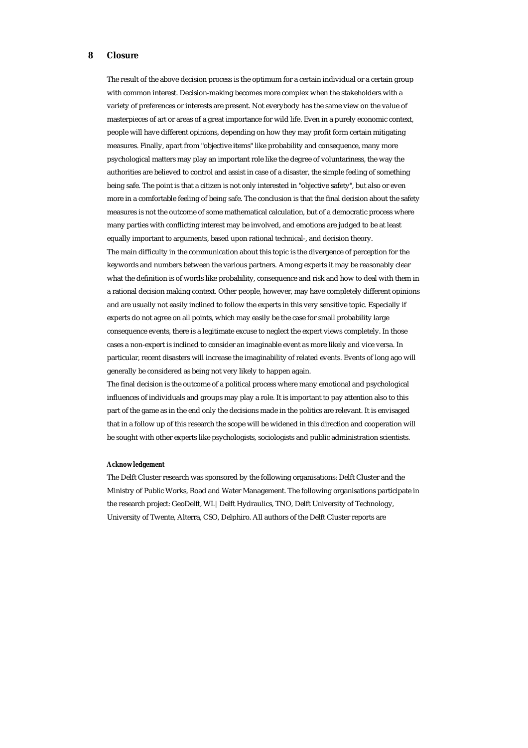# 8 Closure

The result of the above decision process is the optimum for a certain individual or a certain group with common interest. Decision-making becomes more complex when the stakeholders with a variety of preferences or interests are present. Not everybody has the same view on the value of masterpieces of art or areas of a great importance for wild life. Even in a purely economic context, people will have different opinions, depending on how they may profit form certain mitigating measures. Finally, apart from "objective items" like probability and consequence, many more psychological matters may play an important role like the degree of voluntariness, the way the authorities are believed to control and assist in case of a disaster, the simple feeling of something being safe. The point is that a citizen is not only interested in "objective safety", but also or even more in a comfortable feeling of being safe. The conclusion is that the final decision about the safety measures is not the outcome of some mathematical calculation, but of a democratic process where many parties with conflicting interest may be involved, and emotions are judged to be at least equally important to arguments, based upon rational technical-, and decision theory.

The main difficulty in the communication about this topic is the divergence of perception for the keywords and numbers between the various partners. Among experts it may be reasonably clear what the definition is of words like probability, consequence and risk and how to deal with them in a rational decision making context. Other people, however, may have completely different opinions and are usually not easily inclined to follow the experts in this very sensitive topic. Especially if experts do not agree on all points, which may easily be the case for small probability large consequence events, there is a legitimate excuse to neglect the expert views completely. In those cases a non-expert is inclined to consider an imaginable event as more likely and vice versa. In particular, recent disasters will increase the imaginability of related events. Events of long ago will generally be considered as being not very likely to happen again.

The final decision is the outcome of a political process where many emotional and psychological influences of individuals and groups may play a role. It is important to pay attention also to this part of the game as in the end only the decisions made in the politics are relevant. It is envisaged that in a follow up of this research the scope will be widened in this direction and cooperation will be sought with other experts like psychologists, sociologists and public administration scientists.

**Acknowledgement**

The Delft Cluster research was sponsored by the following organisations: Delft Cluster and the Ministry of Public Works, Road and Water Management. The following organisations participate in the research project: GeoDelft, WL| Delft Hydraulics, TNO, Delft University of Technology, University of Twente, Alterra, CSO, Delphiro. All authors of the Delft Cluster reports are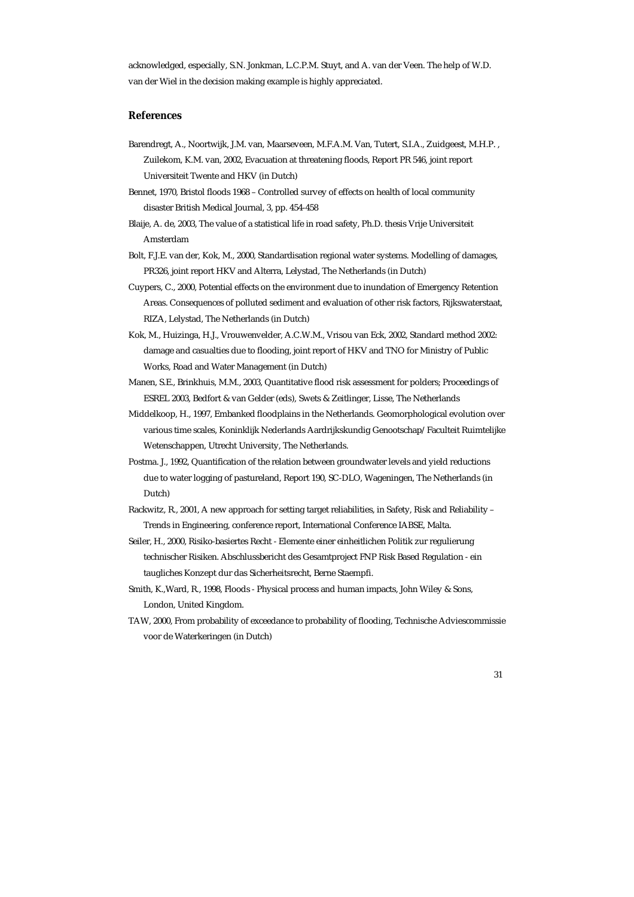acknowledged, especially, S.N. Jonkman, L.C.P.M. Stuyt, and A. van der Veen. The help of W.D. van der Wiel in the decision making example is highly appreciated.

## References

Barendregt, A., Noortwijk, J.M. van, Maarseveen, M.F.A.M. Van, Tutert, S.I.A., Zuidgeest, M.H.P. , Zuilekom, K.M. van, 2002, Evacuation at threatening floods, Report PR 546, joint report Universiteit Twente and HKV (in Dutch)

Bennet, 1970, Bristol floods 1968 – Controlled survey of effects on health of local community disaster British Medical Journal, 3, pp. 454-458

Blaije, A. de, 2003, The value of a statistical life in road safety, Ph.D. thesis Vrije Universiteit Amsterdam

Bolt, F.J.E. van der, Kok, M., 2000, Standardisation regional water systems. Modelling of damages, PR326, joint report HKV and Alterra, Lelystad, The Netherlands (in Dutch)

Cuypers, C., 2000, Potential effects on the environment due to inundation of Emergency Retention Areas. Consequences of polluted sediment and evaluation of other risk factors, Rijkswaterstaat, RIZA, Lelystad, The Netherlands (in Dutch)

Kok, M., Huizinga, H.J., Vrouwenvelder, A.C.W.M., Vrisou van Eck, 2002, Standard method 2002: damage and casualties due to flooding, joint report of HKV and TNO for Ministry of Public Works, Road and Water Management (in Dutch)

Manen, S.E., Brinkhuis, M.M., 2003, Quantitative flood risk assessment for polders; Proceedings of ESREL 2003, Bedfort & van Gelder (eds), Swets & Zeitlinger, Lisse, The Netherlands

Middelkoop, H., 1997, Embanked floodplains in the Netherlands. Geomorphological evolution over various time scales, Koninklijk Nederlands Aardrijkskundig Genootschap/ Faculteit Ruimtelijke Wetenschappen, Utrecht University, The Netherlands.

Postma. J., 1992, Quantification of the relation between groundwater levels and yield reductions due to water logging of pastureland, Report 190, SC-DLO, Wageningen, The Netherlands (in Dutch)

Rackwitz, R., 2001, A new approach for setting target reliabilities, in Safety, Risk and Reliability – Trends in Engineering, conference report, International Conference IABSE, Malta.

Seiler, H., 2000, Risiko-basiertes Recht - Elemente einer einheitlichen Politik zur regulierung technischer Risiken. Abschlussbericht des Gesamtproject FNP Risk Based Regulation - ein taugliches Konzept dur das Sicherheitsrecht, Berne Staempfi.

Smith, K.,Ward, R., 1998, Floods - Physical process and human impacts, John Wiley & Sons, London, United Kingdom.

TAW, 2000, From probability of exceedance to probability of flooding, Technische Adviescommissie voor de Waterkeringen (in Dutch)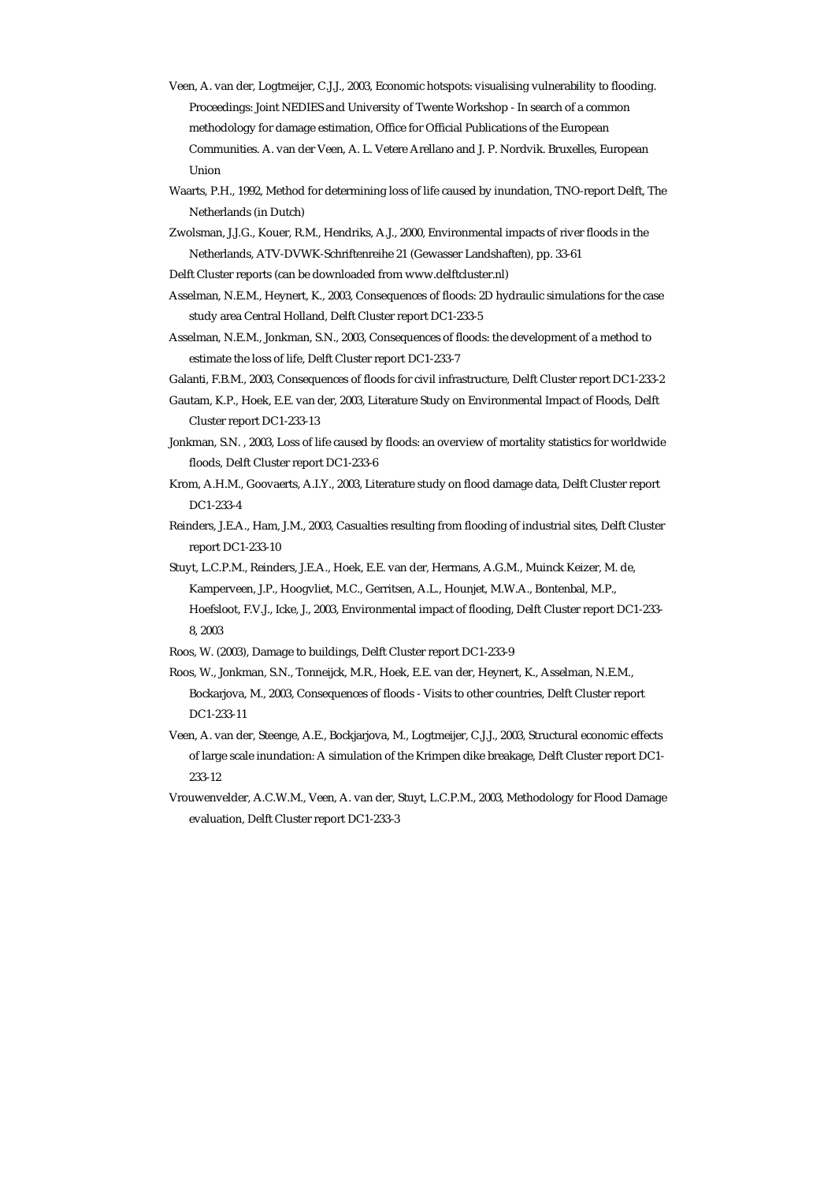Veen, A. van der, Logtmeijer, C.J.J., 2003, Economic hotspots: visualising vulnerability to flooding. Proceedings: Joint NEDIES and University of Twente Workshop - In search of a common methodology for damage estimation, Office for Official Publications of the European Communities. A. van der Veen, A. L. Vetere Arellano and J. P. Nordvik. Bruxelles, European Union

Waarts, P.H., 1992, Method for determining loss of life caused by inundation, TNO-report Delft, The Netherlands (in Dutch)

Zwolsman, J.J.G., Kouer, R.M., Hendriks, A.J., 2000, Environmental impacts of river floods in the Netherlands, ATV-DVWK-Schriftenreihe 21 (Gewasser Landshaften), pp. 33-61

Delft Cluster reports (can be downloaded from www.delftcluster.nl)

Asselman, N.E.M., Heynert, K., 2003, Consequences of floods: 2D hydraulic simulations for the case study area Central Holland, Delft Cluster report DC1-233-5

Asselman, N.E.M., Jonkman, S.N., 2003, Consequences of floods: the development of a method to estimate the loss of life, Delft Cluster report DC1-233-7

Galanti, F.B.M., 2003, Consequences of floods for civil infrastructure, Delft Cluster report DC1-233-2

Gautam, K.P., Hoek, E.E. van der, 2003, Literature Study on Environmental Impact of Floods, Delft Cluster report DC1-233-13

Jonkman, S.N. , 2003, Loss of life caused by floods: an overview of mortality statistics for worldwide floods, Delft Cluster report DC1-233-6

Krom, A.H.M., Goovaerts, A.I.Y., 2003, Literature study on flood damage data, Delft Cluster report DC1-233-4

Reinders, J.E.A., Ham, J.M., 2003, Casualties resulting from flooding of industrial sites, Delft Cluster report DC1-233-10

Stuyt, L.C.P.M., Reinders, J.E.A., Hoek, E.E. van der, Hermans, A.G.M., Muinck Keizer, M. de, Kamperveen, J.P., Hoogvliet, M.C., Gerritsen, A.L., Hounjet, M.W.A., Bontenbal, M.P., Hoefsloot, F.V.J., Icke, J., 2003, Environmental impact of flooding, Delft Cluster report DC1-233-8, 2003

Roos, W. (2003), Damage to buildings, Delft Cluster report DC1-233-9

Roos, W., Jonkman, S.N., Tonneijck, M.R., Hoek, E.E. van der, Heynert, K., Asselman, N.E.M., Bockarjova, M., 2003, Consequences of floods - Visits to other countries, Delft Cluster report DC1-233-11

Veen, A. van der, Steenge, A.E., Bockjarjova, M., Logtmeijer, C.J.J., 2003, Structural economic effects of large scale inundation: A simulation of the Krimpen dike breakage, Delft Cluster report DC1-233-12

Vrouwenvelder, A.C.W.M., Veen, A. van der, Stuyt, L.C.P.M., 2003, Methodology for Flood Damage evaluation, Delft Cluster report DC1-233-3